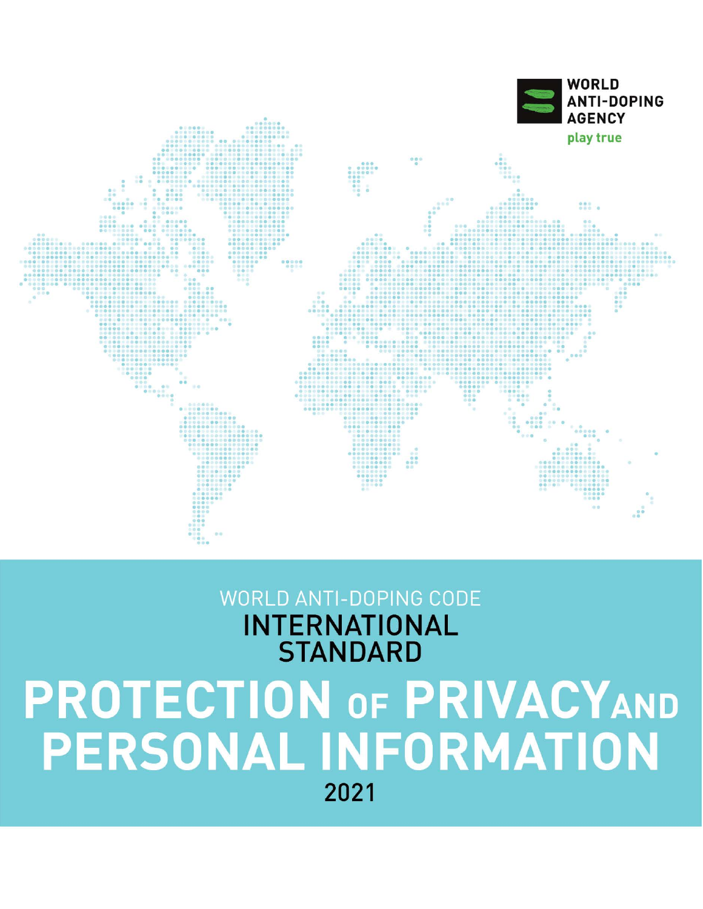WORLD ANTI-DOPING AGENCY

play true

WORLD ANTI-DOPING CODE

# INTERNATIONAL STANDARD

# PROTECTION OF PRIVACY AND PERSONAL INFORMATION

2021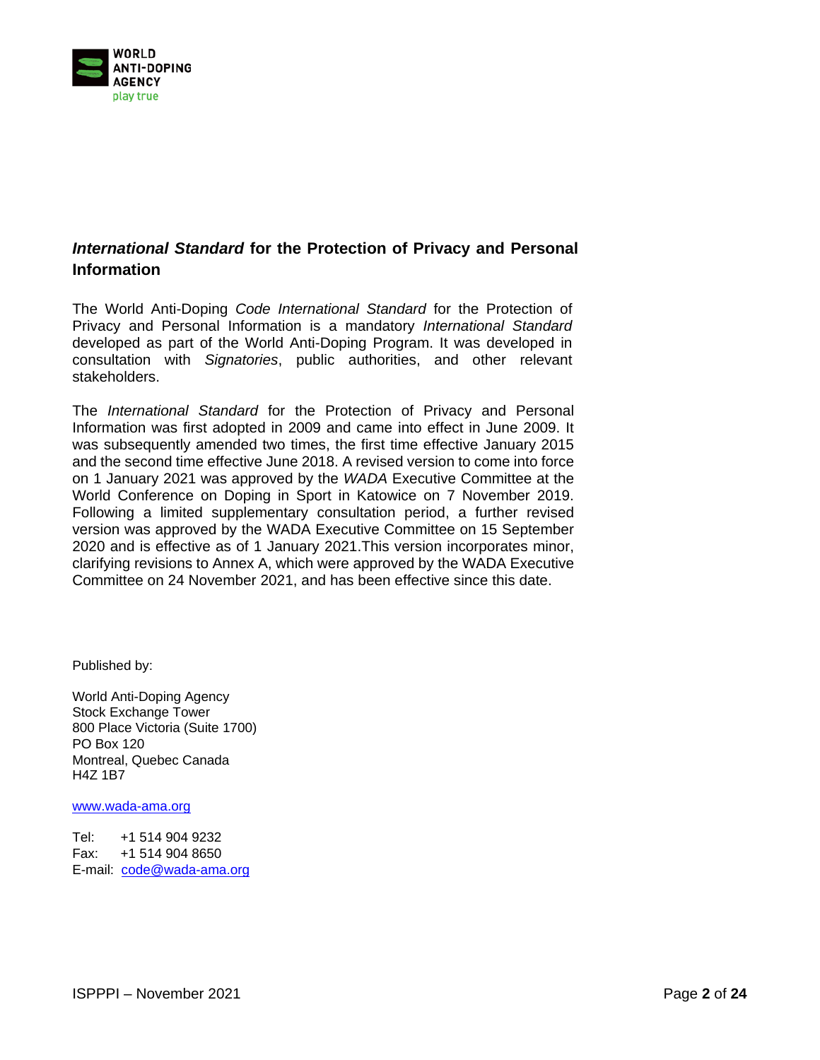## *International Standard* for the Protection of Privacy and Personal Information

The World Anti-Doping *Code International Standard* for the Protection of Privacy and Personal Information is a mandatory *International Standard* developed as part of the World Anti-Doping Program. It was developed in consultation with *Signatories*, public authorities, and other relevant stakeholders.

The *International Standard* for the Protection of Privacy and Personal Information was first adopted in 2009 and came into effect in June 2009. It was subsequently amended two times, the first time effective January 2015 and the second time effective June 2018. A revised version to come into force on 1 January 2021 was approved by the *WADA* Executive Committee at the World Conference on Doping in Sport in Katowice on 7 November 2019. Following a limited supplementary consultation period, a further revised version was approved by the WADA Executive Committee on 15 September 2020 and is effective as of 1 January 2021.This version incorporates minor, clarifying revisions to Annex A, which were approved by the WADA Executive Committee on 24 November 2021, and has been effective since this date.

Published by:

World Anti-Doping Agency
Stock Exchange Tower
800 Place Victoria (Suite 1700)
PO Box 120
Montreal, Quebec Canada
H4Z 1B7

www.wada-ama.org

Tel: +1 514 904 9232
Fax: +1 514 904 8650
E-mail: code@wada-ama.org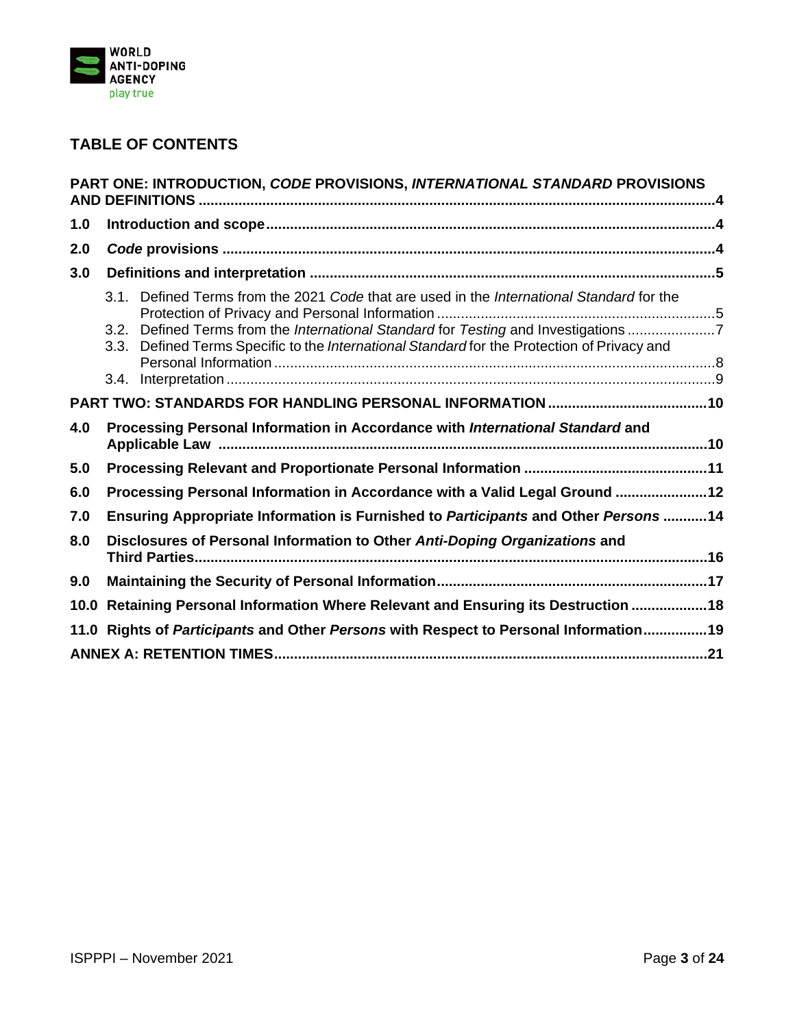# TABLE OF CONTENTS

**PART ONE: INTRODUCTION, *CODE* PROVISIONS, *INTERNATIONAL STANDARD* PROVISIONS AND DEFINITIONS** .....4

**1.0 Introduction and scope** .....4

**2.0 *Code* provisions** .....4

**3.0 Definitions and interpretation** .....5

- 3.1. Defined Terms from the 2021 *Code* that are used in the *International Standard* for the Protection of Privacy and Personal Information .....5
- 3.2. Defined Terms from the *International Standard* for *Testing* and Investigations .....7
- 3.3. Defined Terms Specific to the *International Standard* for the Protection of Privacy and Personal Information .....8
- 3.4. Interpretation .....9

**PART TWO: STANDARDS FOR HANDLING PERSONAL INFORMATION** .....10

**4.0 Processing Personal Information in Accordance with *International Standard* and Applicable Law** .....10

**5.0 Processing Relevant and Proportionate Personal Information** .....11

**6.0 Processing Personal Information in Accordance with a Valid Legal Ground** .....12

**7.0 Ensuring Appropriate Information is Furnished to *Participants* and Other *Persons*** .....14

**8.0 Disclosures of Personal Information to Other *Anti-Doping Organizations* and Third Parties** .....16

**9.0 Maintaining the Security of Personal Information** .....17

**10.0 Retaining Personal Information Where Relevant and Ensuring its Destruction** .....18

**11.0 Rights of *Participants* and Other *Persons* with Respect to Personal Information** .....19

**ANNEX A: RETENTION TIMES** .....21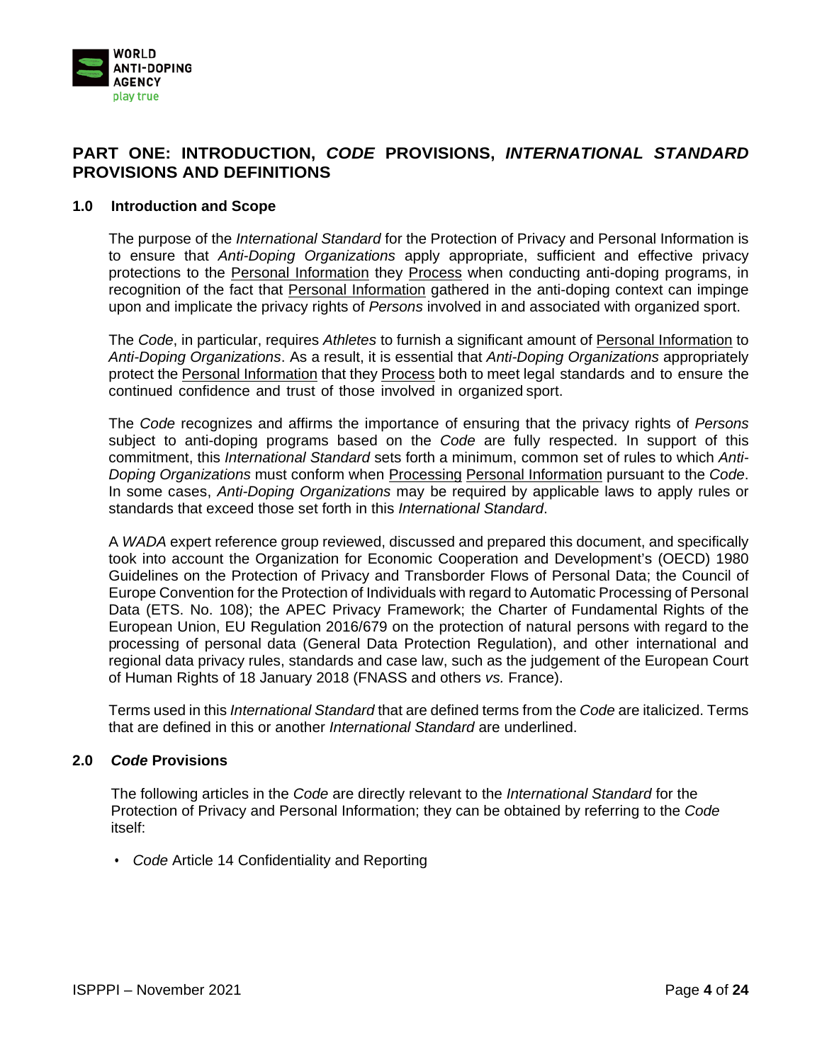# PART ONE: INTRODUCTION, *CODE* PROVISIONS, *INTERNATIONAL STANDARD* PROVISIONS AND DEFINITIONS

## 1.0 Introduction and Scope

The purpose of the *International Standard* for the Protection of Privacy and Personal Information is to ensure that *Anti-Doping Organizations* apply appropriate, sufficient and effective privacy protections to the Personal Information they Process when conducting anti-doping programs, in recognition of the fact that Personal Information gathered in the anti-doping context can impinge upon and implicate the privacy rights of *Persons* involved in and associated with organized sport.

The *Code*, in particular, requires *Athletes* to furnish a significant amount of Personal Information to *Anti-Doping Organizations*. As a result, it is essential that *Anti-Doping Organizations* appropriately protect the Personal Information that they Process both to meet legal standards and to ensure the continued confidence and trust of those involved in organized sport.

The *Code* recognizes and affirms the importance of ensuring that the privacy rights of *Persons* subject to anti-doping programs based on the *Code* are fully respected. In support of this commitment, this *International Standard* sets forth a minimum, common set of rules to which *Anti-Doping Organizations* must conform when Processing Personal Information pursuant to the *Code*. In some cases, *Anti-Doping Organizations* may be required by applicable laws to apply rules or standards that exceed those set forth in this *International Standard*.

A *WADA* expert reference group reviewed, discussed and prepared this document, and specifically took into account the Organization for Economic Cooperation and Development's (OECD) 1980 Guidelines on the Protection of Privacy and Transborder Flows of Personal Data; the Council of Europe Convention for the Protection of Individuals with regard to Automatic Processing of Personal Data (ETS. No. 108); the APEC Privacy Framework; the Charter of Fundamental Rights of the European Union, EU Regulation 2016/679 on the protection of natural persons with regard to the processing of personal data (General Data Protection Regulation), and other international and regional data privacy rules, standards and case law, such as the judgement of the European Court of Human Rights of 18 January 2018 (FNASS and others *vs.* France).

Terms used in this *International Standard* that are defined terms from the *Code* are italicized. Terms that are defined in this or another *International Standard* are underlined.

## 2.0 *Code* Provisions

The following articles in the *Code* are directly relevant to the *International Standard* for the Protection of Privacy and Personal Information; they can be obtained by referring to the *Code* itself:

- *Code* Article 14 Confidentiality and Reporting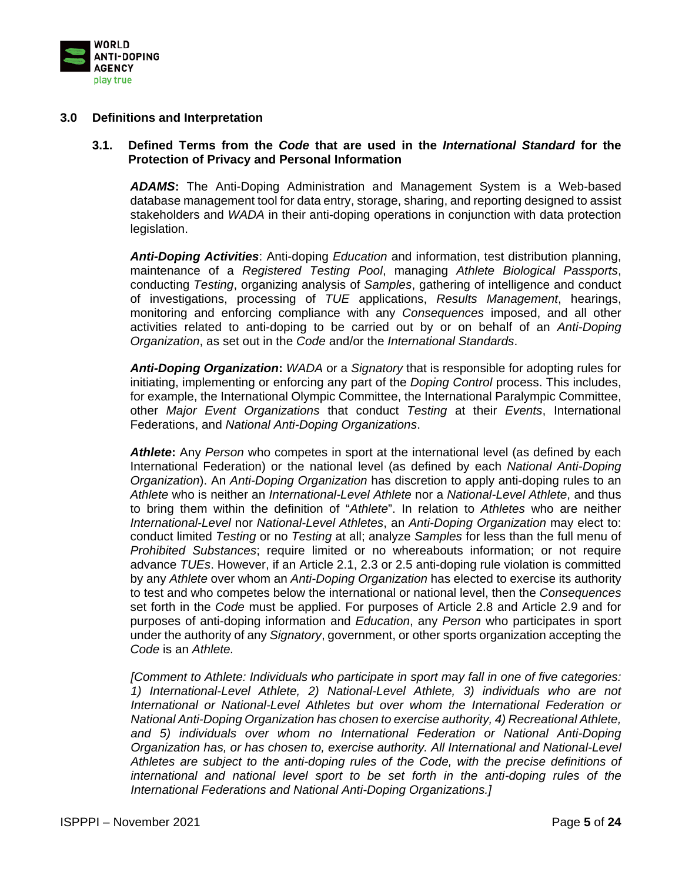## 3.0 Definitions and Interpretation

### 3.1. Defined Terms from the *Code* that are used in the *International Standard* for the Protection of Privacy and Personal Information

***ADAMS*:** The Anti-Doping Administration and Management System is a Web-based database management tool for data entry, storage, sharing, and reporting designed to assist stakeholders and *WADA* in their anti-doping operations in conjunction with data protection legislation.

***Anti-Doping Activities***: Anti-doping *Education* and information, test distribution planning, maintenance of a *Registered Testing Pool*, managing *Athlete Biological Passports*, conducting *Testing*, organizing analysis of *Samples*, gathering of intelligence and conduct of investigations, processing of *TUE* applications, *Results Management*, hearings, monitoring and enforcing compliance with any *Consequences* imposed, and all other activities related to anti-doping to be carried out by or on behalf of an *Anti-Doping Organization*, as set out in the *Code* and/or the *International Standards*.

***Anti-Doping Organization*:** *WADA* or a *Signatory* that is responsible for adopting rules for initiating, implementing or enforcing any part of the *Doping Control* process. This includes, for example, the International Olympic Committee, the International Paralympic Committee, other *Major Event Organizations* that conduct *Testing* at their *Events*, International Federations, and *National Anti-Doping Organizations*.

***Athlete*:** Any *Person* who competes in sport at the international level (as defined by each International Federation) or the national level (as defined by each *National Anti-Doping Organization*). An *Anti-Doping Organization* has discretion to apply anti-doping rules to an *Athlete* who is neither an *International-Level Athlete* nor a *National-Level Athlete*, and thus to bring them within the definition of "*Athlete*". In relation to *Athletes* who are neither *International-Level* nor *National-Level Athletes*, an *Anti-Doping Organization* may elect to: conduct limited *Testing* or no *Testing* at all; analyze *Samples* for less than the full menu of *Prohibited Substances*; require limited or no whereabouts information; or not require advance *TUEs*. However, if an Article 2.1, 2.3 or 2.5 anti-doping rule violation is committed by any *Athlete* over whom an *Anti-Doping Organization* has elected to exercise its authority to test and who competes below the international or national level, then the *Consequences* set forth in the *Code* must be applied. For purposes of Article 2.8 and Article 2.9 and for purposes of anti-doping information and *Education*, any *Person* who participates in sport under the authority of any *Signatory*, government, or other sports organization accepting the *Code* is an *Athlete.*

*[Comment to Athlete: Individuals who participate in sport may fall in one of five categories: 1) International-Level Athlete, 2) National-Level Athlete, 3) individuals who are not International or National-Level Athletes but over whom the International Federation or National Anti-Doping Organization has chosen to exercise authority, 4) Recreational Athlete, and 5) individuals over whom no International Federation or National Anti-Doping Organization has, or has chosen to, exercise authority. All International and National-Level Athletes are subject to the anti-doping rules of the Code, with the precise definitions of international and national level sport to be set forth in the anti-doping rules of the International Federations and National Anti-Doping Organizations.]*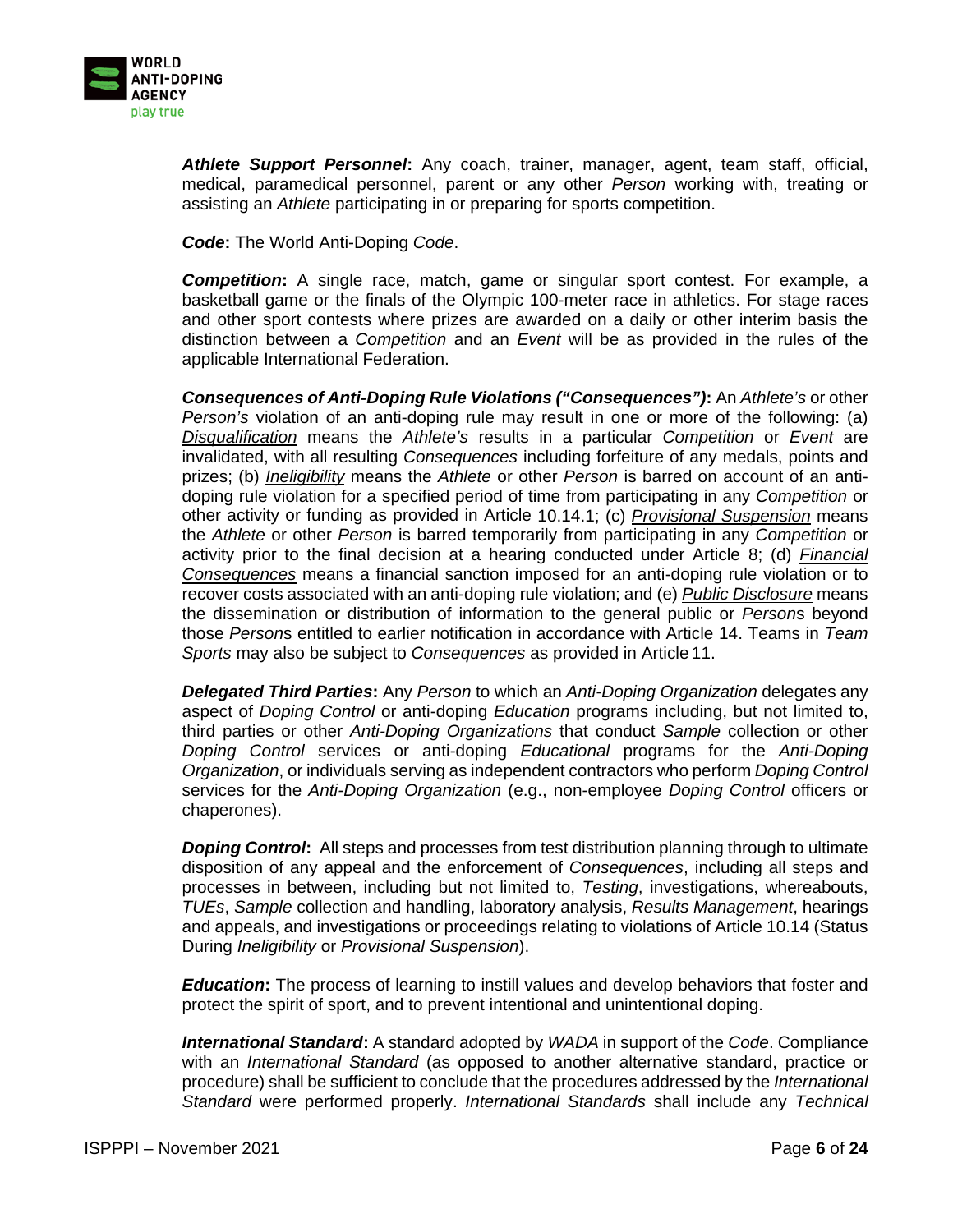***Athlete Support Personnel*:** Any coach, trainer, manager, agent, team staff, official, medical, paramedical personnel, parent or any other *Person* working with, treating or assisting an *Athlete* participating in or preparing for sports competition.

***Code*:** The World Anti-Doping *Code*.

***Competition*:** A single race, match, game or singular sport contest. For example, a basketball game or the finals of the Olympic 100-meter race in athletics. For stage races and other sport contests where prizes are awarded on a daily or other interim basis the distinction between a *Competition* and an *Event* will be as provided in the rules of the applicable International Federation.

***Consequences of Anti-Doping Rule Violations ("Consequences")*:** An *Athlete's* or other *Person's* violation of an anti-doping rule may result in one or more of the following: (a) *Disqualification* means the *Athlete's* results in a particular *Competition* or *Event* are invalidated, with all resulting *Consequences* including forfeiture of any medals, points and prizes; (b) *Ineligibility* means the *Athlete* or other *Person* is barred on account of an anti-doping rule violation for a specified period of time from participating in any *Competition* or other activity or funding as provided in Article 10.14.1; (c) *Provisional Suspension* means the *Athlete* or other *Person* is barred temporarily from participating in any *Competition* or activity prior to the final decision at a hearing conducted under Article 8; (d) *Financial Consequences* means a financial sanction imposed for an anti-doping rule violation or to recover costs associated with an anti-doping rule violation; and (e) *Public Disclosure* means the dissemination or distribution of information to the general public or *Person*s beyond those *Person*s entitled to earlier notification in accordance with Article 14. Teams in *Team Sports* may also be subject to *Consequences* as provided in Article 11.

***Delegated Third Parties*:** Any *Person* to which an *Anti-Doping Organization* delegates any aspect of *Doping Control* or anti-doping *Education* programs including, but not limited to, third parties or other *Anti-Doping Organizations* that conduct *Sample* collection or other *Doping Control* services or anti-doping *Educational* programs for the *Anti-Doping Organization*, or individuals serving as independent contractors who perform *Doping Control* services for the *Anti-Doping Organization* (e.g., non-employee *Doping Control* officers or chaperones).

***Doping Control*:** All steps and processes from test distribution planning through to ultimate disposition of any appeal and the enforcement of *Consequences*, including all steps and processes in between, including but not limited to, *Testing*, investigations, whereabouts, *TUEs*, *Sample* collection and handling, laboratory analysis, *Results Management*, hearings and appeals, and investigations or proceedings relating to violations of Article 10.14 (Status During *Ineligibility* or *Provisional Suspension*).

***Education*:** The process of learning to instill values and develop behaviors that foster and protect the spirit of sport, and to prevent intentional and unintentional doping.

***International Standard*:** A standard adopted by *WADA* in support of the *Code*. Compliance with an *International Standard* (as opposed to another alternative standard, practice or procedure) shall be sufficient to conclude that the procedures addressed by the *International Standard* were performed properly. *International Standards* shall include any *Technical*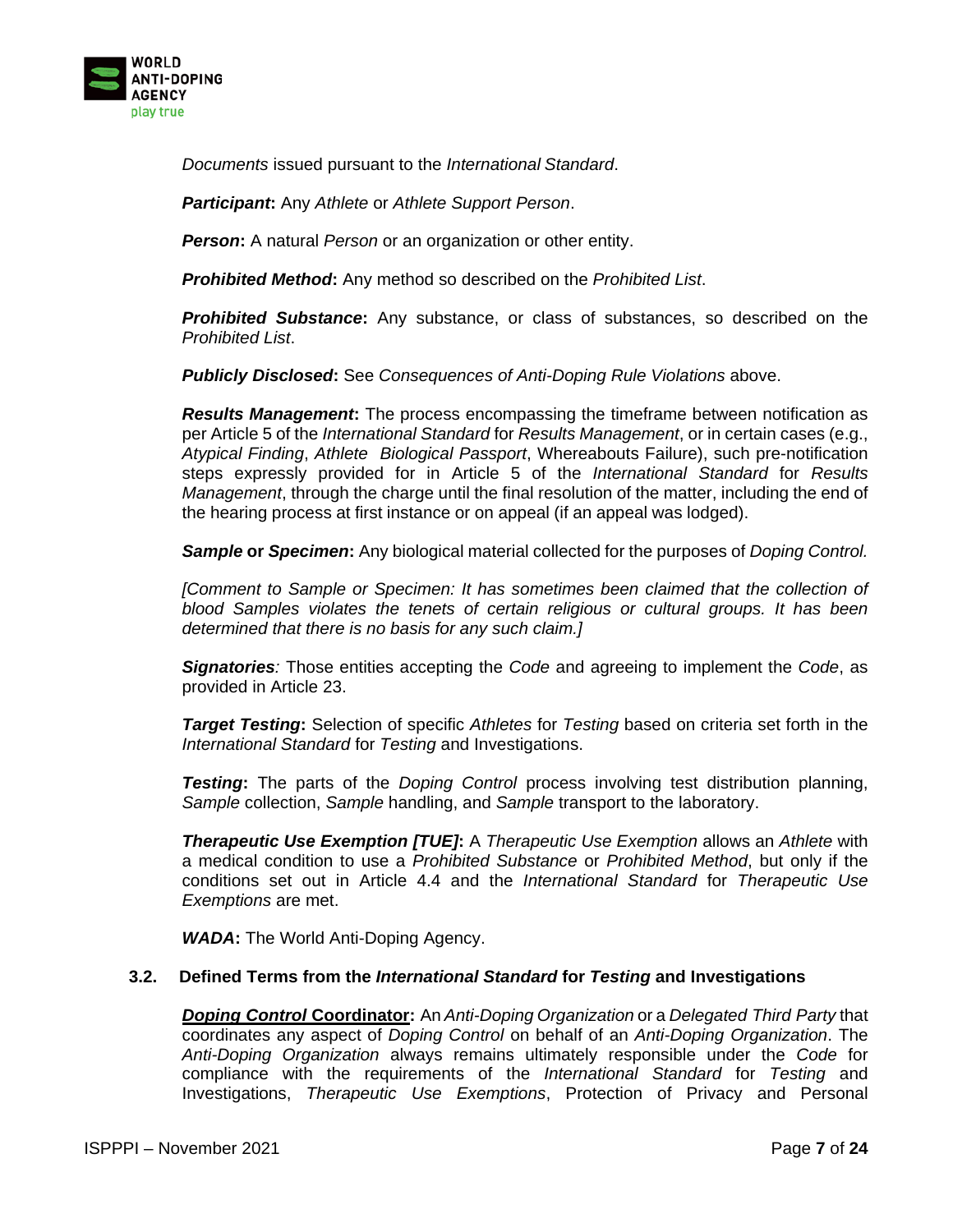*Documents* issued pursuant to the *International Standard*.

***Participant*:** Any *Athlete* or *Athlete Support Person*.

***Person*:** A natural *Person* or an organization or other entity.

***Prohibited Method*:** Any method so described on the *Prohibited List*.

***Prohibited Substance*:** Any substance, or class of substances, so described on the *Prohibited List*.

***Publicly Disclosed*:** See *Consequences of Anti-Doping Rule Violations* above.

***Results Management*:** The process encompassing the timeframe between notification as per Article 5 of the *International Standard* for *Results Management*, or in certain cases (e.g., *Atypical Finding*, *Athlete Biological Passport*, Whereabouts Failure), such pre-notification steps expressly provided for in Article 5 of the *International Standard* for *Results Management*, through the charge until the final resolution of the matter, including the end of the hearing process at first instance or on appeal (if an appeal was lodged).

***Sample* or *Specimen*:** Any biological material collected for the purposes of *Doping Control.*

*[Comment to Sample or Specimen: It has sometimes been claimed that the collection of blood Samples violates the tenets of certain religious or cultural groups. It has been determined that there is no basis for any such claim.]*

***Signatories**:* Those entities accepting the *Code* and agreeing to implement the *Code*, as provided in Article 23.

***Target Testing*:** Selection of specific *Athletes* for *Testing* based on criteria set forth in the *International Standard* for *Testing* and Investigations.

***Testing*:** The parts of the *Doping Control* process involving test distribution planning, *Sample* collection, *Sample* handling, and *Sample* transport to the laboratory.

***Therapeutic Use Exemption [TUE]*:** A *Therapeutic Use Exemption* allows an *Athlete* with a medical condition to use a *Prohibited Substance* or *Prohibited Method*, but only if the conditions set out in Article 4.4 and the *International Standard* for *Therapeutic Use Exemptions* are met.

***WADA*:** The World Anti-Doping Agency.

### 3.2. Defined Terms from the *International Standard* for *Testing* and Investigations

***Doping Control* Coordinator:** An *Anti-Doping Organization* or a *Delegated Third Party* that coordinates any aspect of *Doping Control* on behalf of an *Anti-Doping Organization*. The *Anti-Doping Organization* always remains ultimately responsible under the *Code* for compliance with the requirements of the *International Standard* for *Testing* and Investigations, *Therapeutic Use Exemptions*, Protection of Privacy and Personal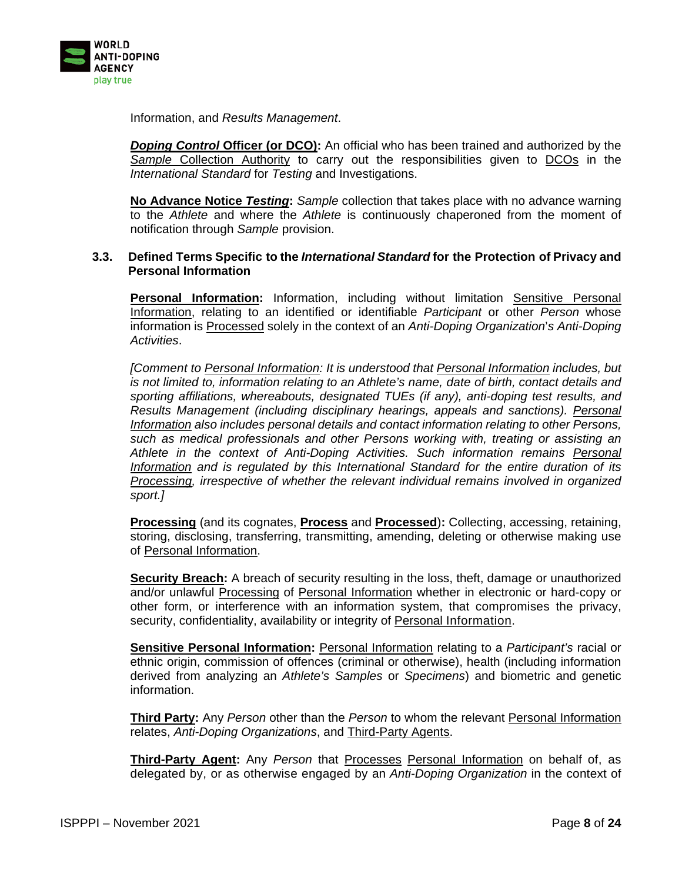Information, and *Results Management*.

***Doping Control* Officer (or DCO):** An official who has been trained and authorized by the *Sample* Collection Authority to carry out the responsibilities given to DCOs in the *International Standard* for *Testing* and Investigations.

**No Advance Notice *Testing*:** *Sample* collection that takes place with no advance warning to the *Athlete* and where the *Athlete* is continuously chaperoned from the moment of notification through *Sample* provision.

### 3.3. Defined Terms Specific to the *International Standard* for the Protection of Privacy and Personal Information

**Personal Information:** Information, including without limitation Sensitive Personal Information, relating to an identified or identifiable *Participant* or other *Person* whose information is Processed solely in the context of an *Anti-Doping Organization*'s *Anti-Doping Activities*.

*[Comment to Personal Information: It is understood that Personal Information includes, but is not limited to, information relating to an Athlete's name, date of birth, contact details and sporting affiliations, whereabouts, designated TUEs (if any), anti-doping test results, and Results Management (including disciplinary hearings, appeals and sanctions). Personal Information also includes personal details and contact information relating to other Persons, such as medical professionals and other Persons working with, treating or assisting an Athlete in the context of Anti-Doping Activities. Such information remains Personal Information and is regulated by this International Standard for the entire duration of its Processing, irrespective of whether the relevant individual remains involved in organized sport.]*

**Processing** (and its cognates, **Process** and **Processed**)**:** Collecting, accessing, retaining, storing, disclosing, transferring, transmitting, amending, deleting or otherwise making use of Personal Information.

**Security Breach:** A breach of security resulting in the loss, theft, damage or unauthorized and/or unlawful Processing of Personal Information whether in electronic or hard-copy or other form, or interference with an information system, that compromises the privacy, security, confidentiality, availability or integrity of Personal Information.

**Sensitive Personal Information:** Personal Information relating to a *Participant's* racial or ethnic origin, commission of offences (criminal or otherwise), health (including information derived from analyzing an *Athlete's Samples* or *Specimens*) and biometric and genetic information.

**Third Party:** Any *Person* other than the *Person* to whom the relevant Personal Information relates, *Anti-Doping Organizations*, and Third-Party Agents.

**Third-Party Agent:** Any *Person* that Processes Personal Information on behalf of, as delegated by, or as otherwise engaged by an *Anti-Doping Organization* in the context of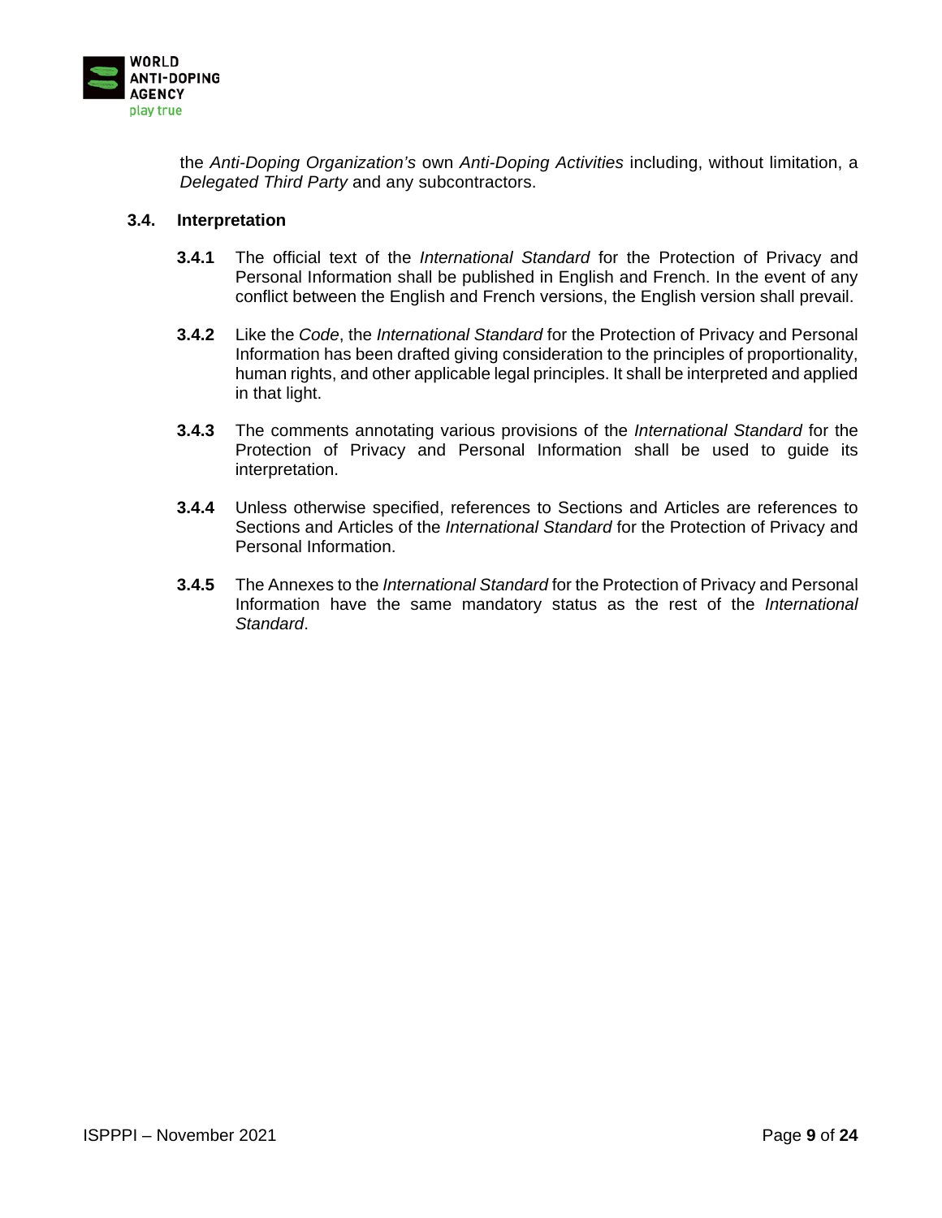the *Anti-Doping Organization's* own *Anti-Doping Activities* including, without limitation, a *Delegated Third Party* and any subcontractors.

### 3.4. Interpretation

**3.4.1** The official text of the *International Standard* for the Protection of Privacy and Personal Information shall be published in English and French. In the event of any conflict between the English and French versions, the English version shall prevail.

**3.4.2** Like the *Code*, the *International Standard* for the Protection of Privacy and Personal Information has been drafted giving consideration to the principles of proportionality, human rights, and other applicable legal principles. It shall be interpreted and applied in that light.

**3.4.3** The comments annotating various provisions of the *International Standard* for the Protection of Privacy and Personal Information shall be used to guide its interpretation.

**3.4.4** Unless otherwise specified, references to Sections and Articles are references to Sections and Articles of the *International Standard* for the Protection of Privacy and Personal Information.

**3.4.5** The Annexes to the *International Standard* for the Protection of Privacy and Personal Information have the same mandatory status as the rest of the *International Standard*.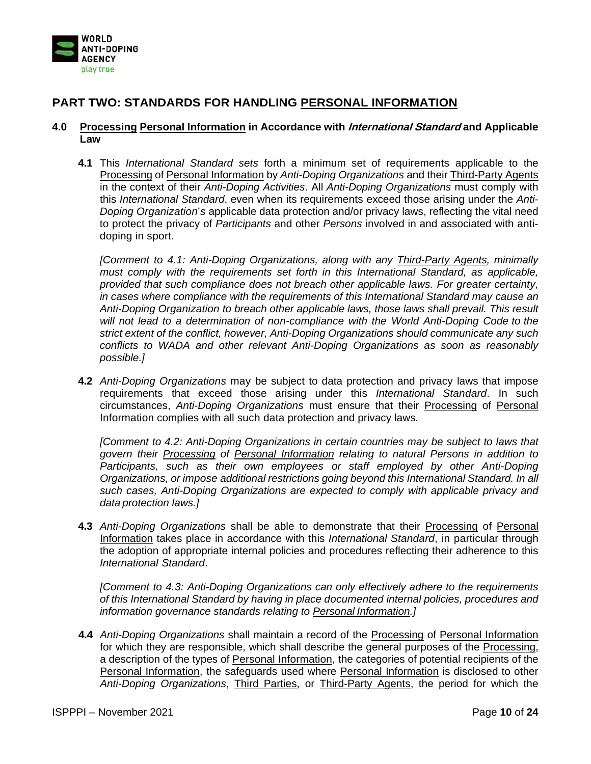## PART TWO: STANDARDS FOR HANDLING <u>PERSONAL INFORMATION</u>

### 4.0 <u>Processing</u> <u>Personal Information</u> in Accordance with *International Standard* and Applicable Law

**4.1** This *International Standard sets* forth a minimum set of requirements applicable to the <u>Processing</u> of <u>Personal Information</u> by *Anti-Doping Organizations* and their <u>Third-Party Agents</u> in the context of their *Anti-Doping Activities*. All *Anti-Doping Organizations* must comply with this *International Standard*, even when its requirements exceed those arising under the *Anti-Doping Organization*'*s* applicable data protection and/or privacy laws, reflecting the vital need to protect the privacy of *Participants* and other *Persons* involved in and associated with anti-doping in sport.

*[Comment to 4.1: Anti-Doping Organizations, along with any <u>Third-Party Agents</u>, minimally must comply with the requirements set forth in this International Standard, as applicable, provided that such compliance does not breach other applicable laws. For greater certainty, in cases where compliance with the requirements of this International Standard may cause an Anti-Doping Organization to breach other applicable laws, those laws shall prevail. This result will not lead to a determination of non-compliance with the World Anti-Doping Code to the strict extent of the conflict, however, Anti-Doping Organizations should communicate any such conflicts to WADA and other relevant Anti-Doping Organizations as soon as reasonably possible.]*

**4.2** *Anti-Doping Organizations* may be subject to data protection and privacy laws that impose requirements that exceed those arising under this *International Standard*. In such circumstances, *Anti-Doping Organizations* must ensure that their <u>Processing</u> of <u>Personal Information</u> complies with all such data protection and privacy laws*.*

*[Comment to 4.2: Anti-Doping Organizations in certain countries may be subject to laws that govern their <u>Processing</u> of <u>Personal Information</u> relating to natural Persons in addition to Participants, such as their own employees or staff employed by other Anti-Doping Organizations, or impose additional restrictions going beyond this International Standard. In all such cases, Anti-Doping Organizations are expected to comply with applicable privacy and data protection laws.]*

**4.3** *Anti-Doping Organizations* shall be able to demonstrate that their <u>Processing</u> of <u>Personal Information</u> takes place in accordance with this *International Standard*, in particular through the adoption of appropriate internal policies and procedures reflecting their adherence to this *International Standard*.

*[Comment to 4.3: Anti-Doping Organizations can only effectively adhere to the requirements of this International Standard by having in place documented internal policies, procedures and information governance standards relating to <u>Personal Information</u>.]*

**4.4** *Anti-Doping Organizations* shall maintain a record of the <u>Processing</u> of <u>Personal Information</u> for which they are responsible, which shall describe the general purposes of the <u>Processing</u>, a description of the types of <u>Personal Information</u>, the categories of potential recipients of the <u>Personal Information</u>, the safeguards used where <u>Personal Information</u> is disclosed to other *Anti-Doping Organizations*, <u>Third Parties</u>, or <u>Third-Party Agents</u>, the period for which the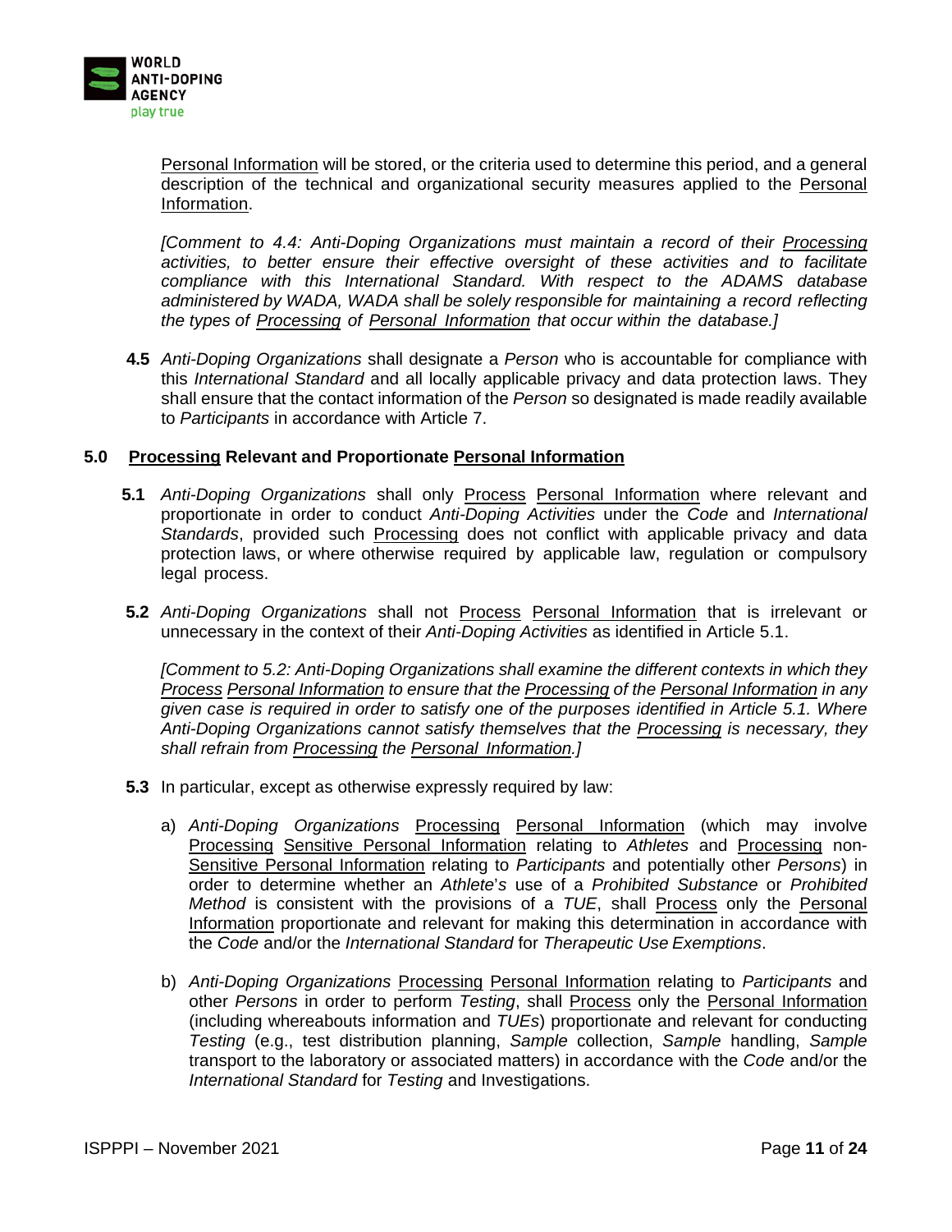Personal Information will be stored, or the criteria used to determine this period, and a general description of the technical and organizational security measures applied to the Personal Information.

*[Comment to 4.4: Anti-Doping Organizations must maintain a record of their Processing activities, to better ensure their effective oversight of these activities and to facilitate compliance with this International Standard. With respect to the ADAMS database administered by WADA, WADA shall be solely responsible for maintaining a record reflecting the types of Processing of Personal Information that occur within the database.]*

**4.5** *Anti-Doping Organizations* shall designate a *Person* who is accountable for compliance with this *International Standard* and all locally applicable privacy and data protection laws. They shall ensure that the contact information of the *Person* so designated is made readily available to *Participants* in accordance with Article 7.

## 5.0 Processing Relevant and Proportionate Personal Information

**5.1** *Anti-Doping Organizations* shall only Process Personal Information where relevant and proportionate in order to conduct *Anti-Doping Activities* under the *Code* and *International Standards*, provided such Processing does not conflict with applicable privacy and data protection laws, or where otherwise required by applicable law, regulation or compulsory legal process.

**5.2** *Anti-Doping Organizations* shall not Process Personal Information that is irrelevant or unnecessary in the context of their *Anti-Doping Activities* as identified in Article 5.1.

*[Comment to 5.2: Anti-Doping Organizations shall examine the different contexts in which they Process Personal Information to ensure that the Processing of the Personal Information in any given case is required in order to satisfy one of the purposes identified in Article 5.1. Where Anti-Doping Organizations cannot satisfy themselves that the Processing is necessary, they shall refrain from Processing the Personal Information.]*

**5.3** In particular, except as otherwise expressly required by law:

a) *Anti-Doping Organizations* Processing Personal Information (which may involve Processing Sensitive Personal Information relating to *Athletes* and Processing non-Sensitive Personal Information relating to *Participants* and potentially other *Persons*) in order to determine whether an *Athlete's* use of a *Prohibited Substance* or *Prohibited Method* is consistent with the provisions of a *TUE*, shall Process only the Personal Information proportionate and relevant for making this determination in accordance with the *Code* and/or the *International Standard* for *Therapeutic Use Exemptions*.

b) *Anti-Doping Organizations* Processing Personal Information relating to *Participants* and other *Persons* in order to perform *Testing*, shall Process only the Personal Information (including whereabouts information and *TUEs*) proportionate and relevant for conducting *Testing* (e.g., test distribution planning, *Sample* collection, *Sample* handling, *Sample* transport to the laboratory or associated matters) in accordance with the *Code* and/or the *International Standard* for *Testing* and Investigations.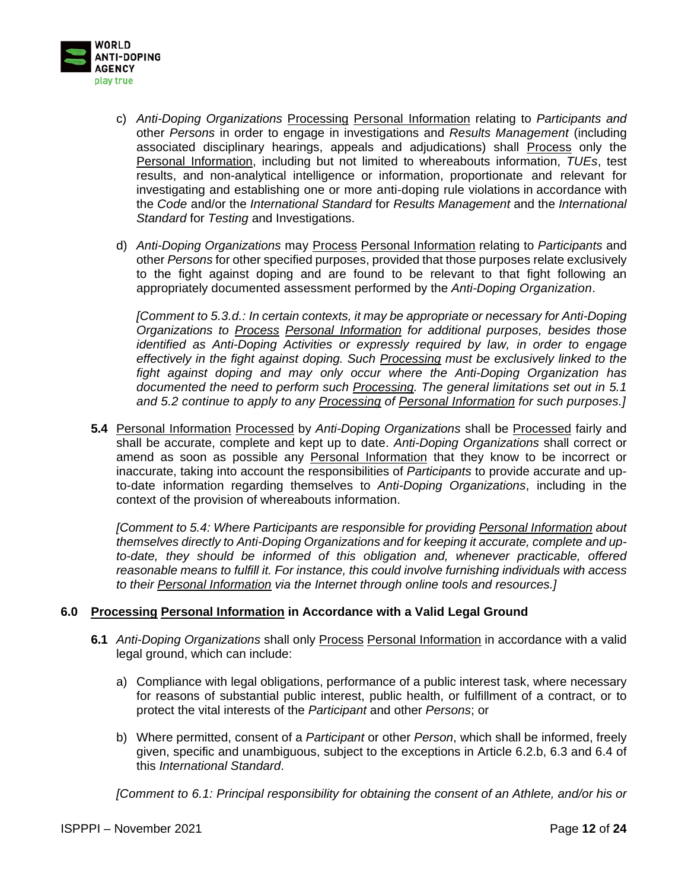c) *Anti-Doping Organizations* Processing Personal Information relating to *Participants and* other *Persons* in order to engage in investigations and *Results Management* (including associated disciplinary hearings, appeals and adjudications) shall Process only the Personal Information, including but not limited to whereabouts information, *TUEs*, test results, and non-analytical intelligence or information, proportionate and relevant for investigating and establishing one or more anti-doping rule violations in accordance with the *Code* and/or the *International Standard* for *Results Management* and the *International Standard* for *Testing* and Investigations.

d) *Anti-Doping Organizations* may Process Personal Information relating to *Participants* and other *Persons* for other specified purposes, provided that those purposes relate exclusively to the fight against doping and are found to be relevant to that fight following an appropriately documented assessment performed by the *Anti-Doping Organization*.

*[Comment to 5.3.d.: In certain contexts, it may be appropriate or necessary for Anti-Doping Organizations to Process Personal Information for additional purposes, besides those identified as Anti-Doping Activities or expressly required by law, in order to engage effectively in the fight against doping. Such Processing must be exclusively linked to the fight against doping and may only occur where the Anti-Doping Organization has documented the need to perform such Processing. The general limitations set out in 5.1 and 5.2 continue to apply to any Processing of Personal Information for such purposes.]*

**5.4** Personal Information Processed by *Anti-Doping Organizations* shall be Processed fairly and shall be accurate, complete and kept up to date. *Anti-Doping Organizations* shall correct or amend as soon as possible any Personal Information that they know to be incorrect or inaccurate, taking into account the responsibilities of *Participants* to provide accurate and up-to-date information regarding themselves to *Anti-Doping Organizations*, including in the context of the provision of whereabouts information.

*[Comment to 5.4: Where Participants are responsible for providing Personal Information about themselves directly to Anti-Doping Organizations and for keeping it accurate, complete and up-to-date, they should be informed of this obligation and, whenever practicable, offered reasonable means to fulfill it. For instance, this could involve furnishing individuals with access to their Personal Information via the Internet through online tools and resources.]*

## 6.0 Processing Personal Information in Accordance with a Valid Legal Ground

**6.1** *Anti-Doping Organizations* shall only Process Personal Information in accordance with a valid legal ground, which can include:

a) Compliance with legal obligations, performance of a public interest task, where necessary for reasons of substantial public interest, public health, or fulfillment of a contract, or to protect the vital interests of the *Participant* and other *Persons*; or

b) Where permitted, consent of a *Participant* or other *Person*, which shall be informed, freely given, specific and unambiguous, subject to the exceptions in Article 6.2.b, 6.3 and 6.4 of this *International Standard*.

*[Comment to 6.1: Principal responsibility for obtaining the consent of an Athlete, and/or his or*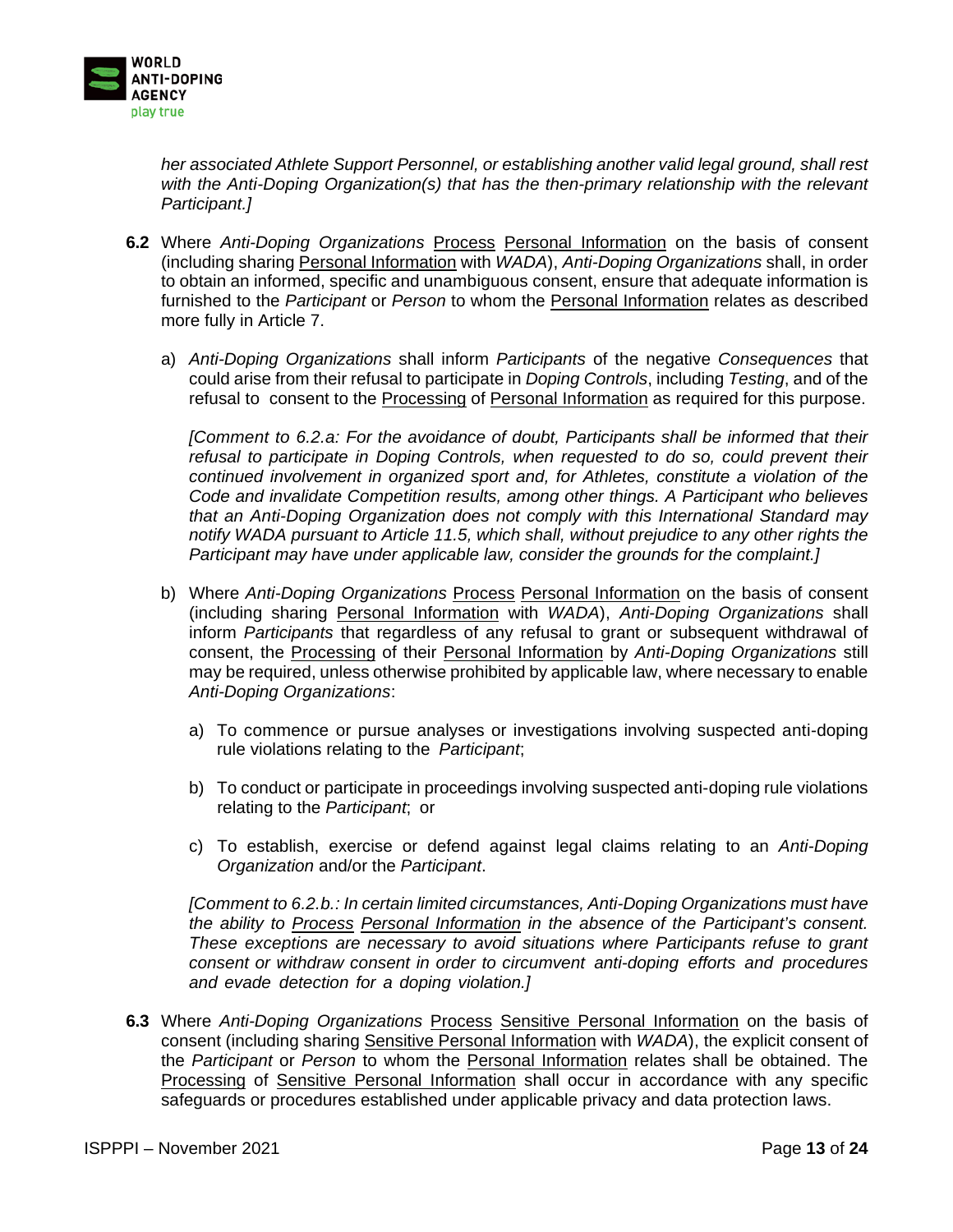*her associated Athlete Support Personnel, or establishing another valid legal ground, shall rest with the Anti-Doping Organization(s) that has the then-primary relationship with the relevant Participant.]*

**6.2** Where *Anti-Doping Organizations* Process Personal Information on the basis of consent (including sharing Personal Information with *WADA*), *Anti-Doping Organizations* shall, in order to obtain an informed, specific and unambiguous consent, ensure that adequate information is furnished to the *Participant* or *Person* to whom the Personal Information relates as described more fully in Article 7.

a) *Anti-Doping Organizations* shall inform *Participants* of the negative *Consequences* that could arise from their refusal to participate in *Doping Controls*, including *Testing*, and of the refusal to consent to the Processing of Personal Information as required for this purpose.

*[Comment to 6.2.a: For the avoidance of doubt, Participants shall be informed that their refusal to participate in Doping Controls, when requested to do so, could prevent their continued involvement in organized sport and, for Athletes, constitute a violation of the Code and invalidate Competition results, among other things. A Participant who believes that an Anti-Doping Organization does not comply with this International Standard may notify WADA pursuant to Article 11.5, which shall, without prejudice to any other rights the Participant may have under applicable law, consider the grounds for the complaint.]*

b) Where *Anti-Doping Organizations* Process Personal Information on the basis of consent (including sharing Personal Information with *WADA*), *Anti-Doping Organizations* shall inform *Participants* that regardless of any refusal to grant or subsequent withdrawal of consent, the Processing of their Personal Information by *Anti-Doping Organizations* still may be required, unless otherwise prohibited by applicable law, where necessary to enable *Anti-Doping Organizations*:

   a) To commence or pursue analyses or investigations involving suspected anti-doping rule violations relating to the *Participant*;

   b) To conduct or participate in proceedings involving suspected anti-doping rule violations relating to the *Participant*; or

   c) To establish, exercise or defend against legal claims relating to an *Anti-Doping Organization* and/or the *Participant*.

*[Comment to 6.2.b.: In certain limited circumstances, Anti-Doping Organizations must have the ability to Process Personal Information in the absence of the Participant's consent. These exceptions are necessary to avoid situations where Participants refuse to grant consent or withdraw consent in order to circumvent anti-doping efforts and procedures and evade detection for a doping violation.]*

**6.3** Where *Anti-Doping Organizations* Process Sensitive Personal Information on the basis of consent (including sharing Sensitive Personal Information with *WADA*), the explicit consent of the *Participant* or *Person* to whom the Personal Information relates shall be obtained. The Processing of Sensitive Personal Information shall occur in accordance with any specific safeguards or procedures established under applicable privacy and data protection laws.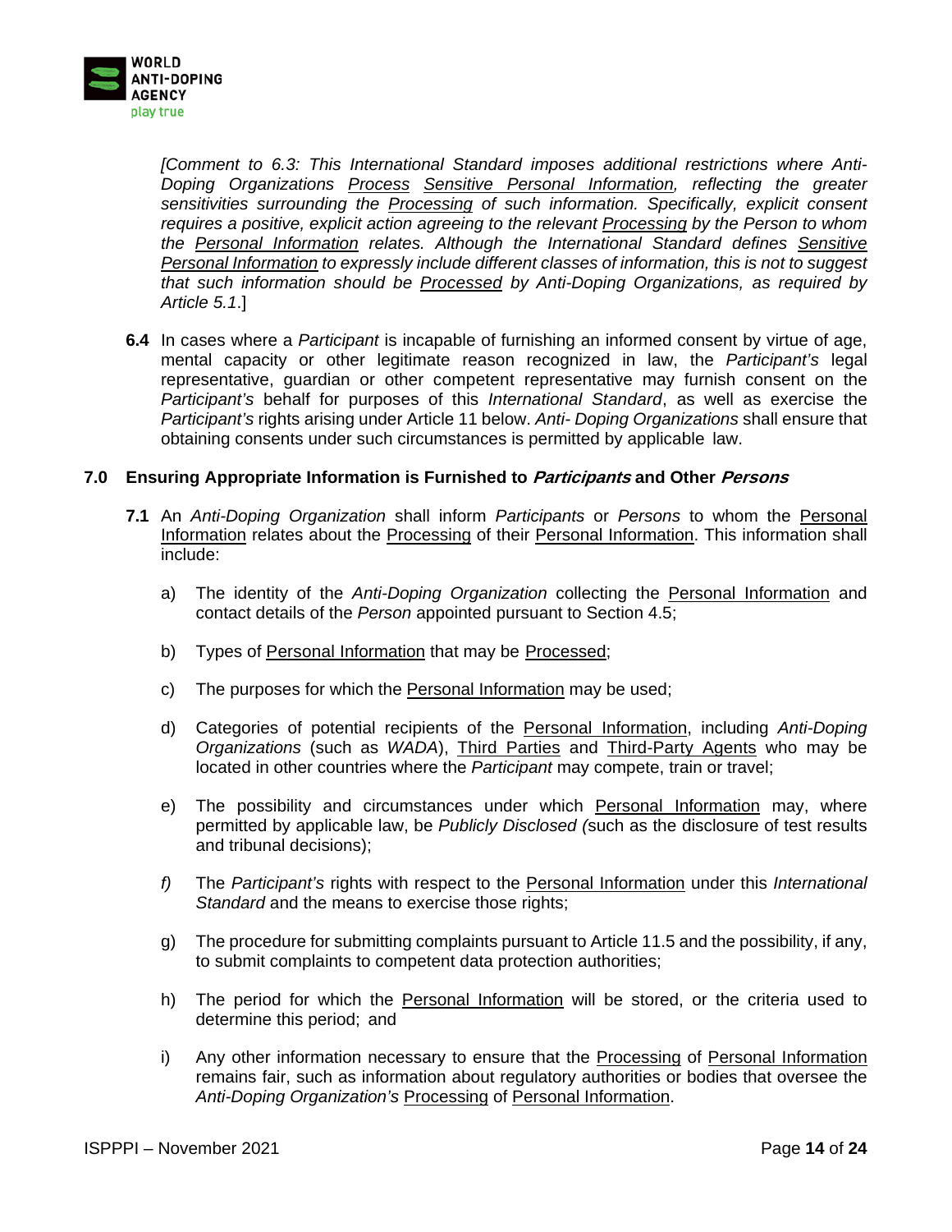*[Comment to 6.3: This International Standard imposes additional restrictions where Anti-Doping Organizations Process Sensitive Personal Information, reflecting the greater sensitivities surrounding the Processing of such information. Specifically, explicit consent requires a positive, explicit action agreeing to the relevant Processing by the Person to whom the Personal Information relates. Although the International Standard defines Sensitive Personal Information to expressly include different classes of information, this is not to suggest that such information should be Processed by Anti-Doping Organizations, as required by Article 5.1.]*

**6.4** In cases where a *Participant* is incapable of furnishing an informed consent by virtue of age, mental capacity or other legitimate reason recognized in law, the *Participant's* legal representative, guardian or other competent representative may furnish consent on the *Participant's* behalf for purposes of this *International Standard*, as well as exercise the *Participant's* rights arising under Article 11 below. *Anti- Doping Organizations* shall ensure that obtaining consents under such circumstances is permitted by applicable law.

## 7.0 Ensuring Appropriate Information is Furnished to *Participants* and Other *Persons*

**7.1** An *Anti-Doping Organization* shall inform *Participants* or *Persons* to whom the Personal Information relates about the Processing of their Personal Information. This information shall include:

a) The identity of the *Anti-Doping Organization* collecting the Personal Information and contact details of the *Person* appointed pursuant to Section 4.5;

b) Types of Personal Information that may be Processed;

c) The purposes for which the Personal Information may be used;

d) Categories of potential recipients of the Personal Information, including *Anti-Doping Organizations* (such as *WADA*), Third Parties and Third-Party Agents who may be located in other countries where the *Participant* may compete, train or travel;

e) The possibility and circumstances under which Personal Information may, where permitted by applicable law, be *Publicly Disclosed (*such as the disclosure of test results and tribunal decisions);

*f)* The *Participant's* rights with respect to the Personal Information under this *International Standard* and the means to exercise those rights;

g) The procedure for submitting complaints pursuant to Article 11.5 and the possibility, if any, to submit complaints to competent data protection authorities;

h) The period for which the Personal Information will be stored, or the criteria used to determine this period; and

i) Any other information necessary to ensure that the Processing of Personal Information remains fair, such as information about regulatory authorities or bodies that oversee the *Anti-Doping Organization's* Processing of Personal Information.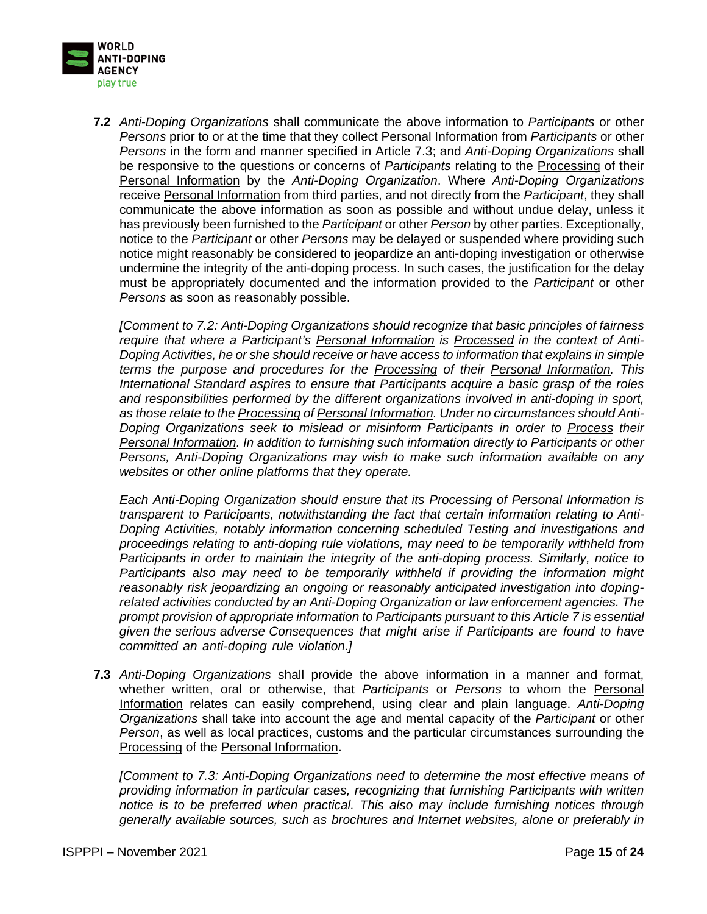**7.2** *Anti-Doping Organizations* shall communicate the above information to *Participants* or other *Persons* prior to or at the time that they collect Personal Information from *Participants* or other *Persons* in the form and manner specified in Article 7.3; and *Anti-Doping Organizations* shall be responsive to the questions or concerns of *Participants* relating to the Processing of their Personal Information by the *Anti-Doping Organization*. Where *Anti-Doping Organizations* receive Personal Information from third parties, and not directly from the *Participant*, they shall communicate the above information as soon as possible and without undue delay, unless it has previously been furnished to the *Participant* or other *Person* by other parties. Exceptionally, notice to the *Participant* or other *Persons* may be delayed or suspended where providing such notice might reasonably be considered to jeopardize an anti-doping investigation or otherwise undermine the integrity of the anti-doping process. In such cases, the justification for the delay must be appropriately documented and the information provided to the *Participant* or other *Persons* as soon as reasonably possible.

*[Comment to 7.2: Anti-Doping Organizations should recognize that basic principles of fairness require that where a Participant's Personal Information is Processed in the context of Anti-Doping Activities, he or she should receive or have access to information that explains in simple terms the purpose and procedures for the Processing of their Personal Information. This International Standard aspires to ensure that Participants acquire a basic grasp of the roles and responsibilities performed by the different organizations involved in anti-doping in sport, as those relate to the Processing of Personal Information. Under no circumstances should Anti-Doping Organizations seek to mislead or misinform Participants in order to Process their Personal Information. In addition to furnishing such information directly to Participants or other Persons, Anti-Doping Organizations may wish to make such information available on any websites or other online platforms that they operate.*

*Each Anti-Doping Organization should ensure that its Processing of Personal Information is transparent to Participants, notwithstanding the fact that certain information relating to Anti-Doping Activities, notably information concerning scheduled Testing and investigations and proceedings relating to anti-doping rule violations, may need to be temporarily withheld from Participants in order to maintain the integrity of the anti-doping process. Similarly, notice to Participants also may need to be temporarily withheld if providing the information might reasonably risk jeopardizing an ongoing or reasonably anticipated investigation into doping-related activities conducted by an Anti-Doping Organization or law enforcement agencies. The prompt provision of appropriate information to Participants pursuant to this Article 7 is essential given the serious adverse Consequences that might arise if Participants are found to have committed an anti-doping rule violation.]*

**7.3** *Anti-Doping Organizations* shall provide the above information in a manner and format, whether written, oral or otherwise, that *Participants* or *Persons* to whom the Personal Information relates can easily comprehend, using clear and plain language. *Anti-Doping Organizations* shall take into account the age and mental capacity of the *Participant* or other *Person*, as well as local practices, customs and the particular circumstances surrounding the Processing of the Personal Information.

*[Comment to 7.3: Anti-Doping Organizations need to determine the most effective means of providing information in particular cases, recognizing that furnishing Participants with written notice is to be preferred when practical. This also may include furnishing notices through generally available sources, such as brochures and Internet websites, alone or preferably in*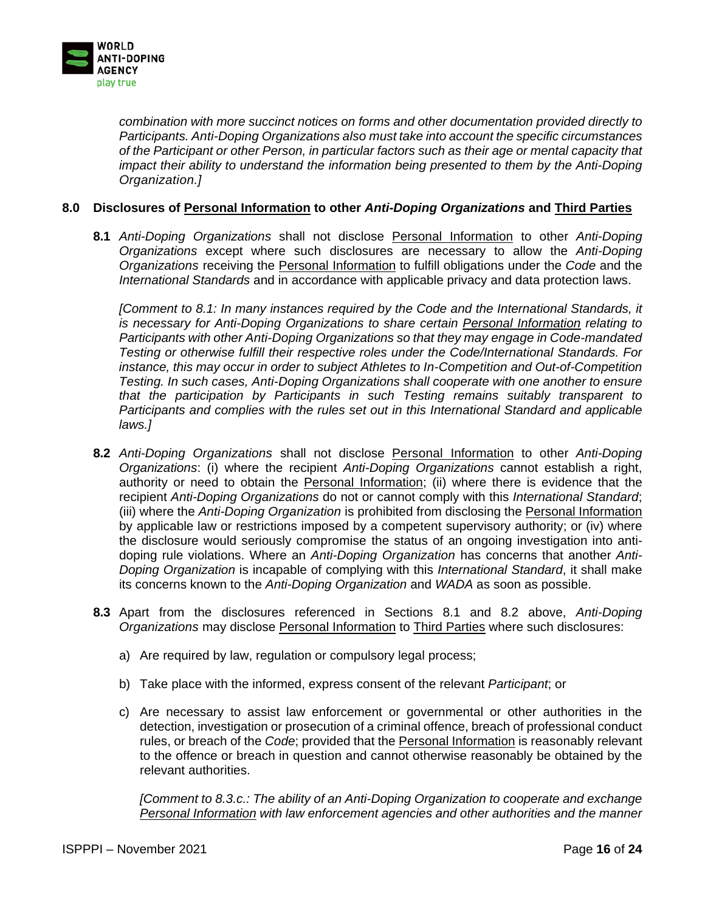*combination with more succinct notices on forms and other documentation provided directly to Participants. Anti-Doping Organizations also must take into account the specific circumstances of the Participant or other Person, in particular factors such as their age or mental capacity that impact their ability to understand the information being presented to them by the Anti-Doping Organization.]*

## 8.0 Disclosures of Personal Information to other *Anti-Doping Organizations* and Third Parties

**8.1** *Anti-Doping Organizations* shall not disclose Personal Information to other *Anti-Doping Organizations* except where such disclosures are necessary to allow the *Anti-Doping Organizations* receiving the Personal Information to fulfill obligations under the *Code* and the *International Standards* and in accordance with applicable privacy and data protection laws.

*[Comment to 8.1: In many instances required by the Code and the International Standards, it is necessary for Anti-Doping Organizations to share certain Personal Information relating to Participants with other Anti-Doping Organizations so that they may engage in Code-mandated Testing or otherwise fulfill their respective roles under the Code/International Standards. For instance, this may occur in order to subject Athletes to In-Competition and Out-of-Competition Testing. In such cases, Anti-Doping Organizations shall cooperate with one another to ensure that the participation by Participants in such Testing remains suitably transparent to Participants and complies with the rules set out in this International Standard and applicable laws.]*

**8.2** *Anti-Doping Organizations* shall not disclose Personal Information to other *Anti-Doping Organizations*: (i) where the recipient *Anti-Doping Organizations* cannot establish a right, authority or need to obtain the Personal Information; (ii) where there is evidence that the recipient *Anti-Doping Organizations* do not or cannot comply with this *International Standard*; (iii) where the *Anti-Doping Organization* is prohibited from disclosing the Personal Information by applicable law or restrictions imposed by a competent supervisory authority; or (iv) where the disclosure would seriously compromise the status of an ongoing investigation into anti-doping rule violations. Where an *Anti-Doping Organization* has concerns that another *Anti-Doping Organization* is incapable of complying with this *International Standard*, it shall make its concerns known to the *Anti-Doping Organization* and *WADA* as soon as possible.

**8.3** Apart from the disclosures referenced in Sections 8.1 and 8.2 above, *Anti-Doping Organizations* may disclose Personal Information to Third Parties where such disclosures:

a) Are required by law, regulation or compulsory legal process;

b) Take place with the informed, express consent of the relevant *Participant*; or

c) Are necessary to assist law enforcement or governmental or other authorities in the detection, investigation or prosecution of a criminal offence, breach of professional conduct rules, or breach of the *Code*; provided that the Personal Information is reasonably relevant to the offence or breach in question and cannot otherwise reasonably be obtained by the relevant authorities.

*[Comment to 8.3.c.: The ability of an Anti-Doping Organization to cooperate and exchange Personal Information with law enforcement agencies and other authorities and the manner*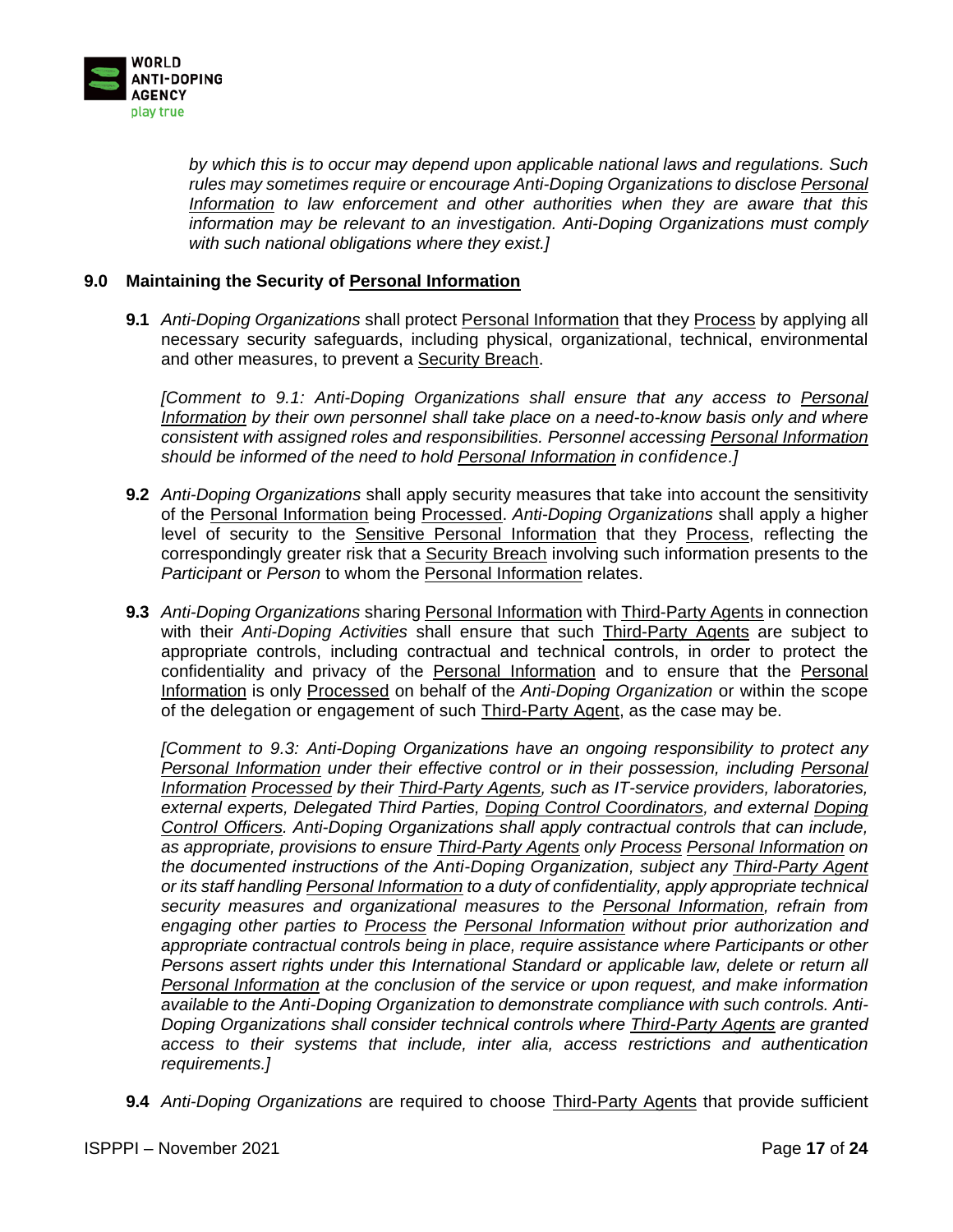*by which this is to occur may depend upon applicable national laws and regulations. Such rules may sometimes require or encourage Anti-Doping Organizations to disclose Personal Information to law enforcement and other authorities when they are aware that this information may be relevant to an investigation. Anti-Doping Organizations must comply with such national obligations where they exist.]*

## 9.0 Maintaining the Security of Personal Information

**9.1** *Anti-Doping Organizations* shall protect Personal Information that they Process by applying all necessary security safeguards, including physical, organizational, technical, environmental and other measures, to prevent a Security Breach.

*[Comment to 9.1: Anti-Doping Organizations shall ensure that any access to Personal Information by their own personnel shall take place on a need-to-know basis only and where consistent with assigned roles and responsibilities. Personnel accessing Personal Information should be informed of the need to hold Personal Information in confidence.]*

**9.2** *Anti-Doping Organizations* shall apply security measures that take into account the sensitivity of the Personal Information being Processed. *Anti-Doping Organizations* shall apply a higher level of security to the Sensitive Personal Information that they Process, reflecting the correspondingly greater risk that a Security Breach involving such information presents to the *Participant* or *Person* to whom the Personal Information relates.

**9.3** *Anti-Doping Organizations* sharing Personal Information with Third-Party Agents in connection with their *Anti-Doping Activities* shall ensure that such Third-Party Agents are subject to appropriate controls, including contractual and technical controls, in order to protect the confidentiality and privacy of the Personal Information and to ensure that the Personal Information is only Processed on behalf of the *Anti-Doping Organization* or within the scope of the delegation or engagement of such Third-Party Agent, as the case may be.

*[Comment to 9.3: Anti-Doping Organizations have an ongoing responsibility to protect any Personal Information under their effective control or in their possession, including Personal Information Processed by their Third-Party Agents, such as IT-service providers, laboratories, external experts, Delegated Third Parties, Doping Control Coordinators, and external Doping Control Officers. Anti-Doping Organizations shall apply contractual controls that can include, as appropriate, provisions to ensure Third-Party Agents only Process Personal Information on the documented instructions of the Anti-Doping Organization, subject any Third-Party Agent or its staff handling Personal Information to a duty of confidentiality, apply appropriate technical security measures and organizational measures to the Personal Information, refrain from engaging other parties to Process the Personal Information without prior authorization and appropriate contractual controls being in place, require assistance where Participants or other Persons assert rights under this International Standard or applicable law, delete or return all Personal Information at the conclusion of the service or upon request, and make information available to the Anti-Doping Organization to demonstrate compliance with such controls. Anti-Doping Organizations shall consider technical controls where Third-Party Agents are granted access to their systems that include, inter alia, access restrictions and authentication requirements.]*

**9.4** *Anti-Doping Organizations* are required to choose Third-Party Agents that provide sufficient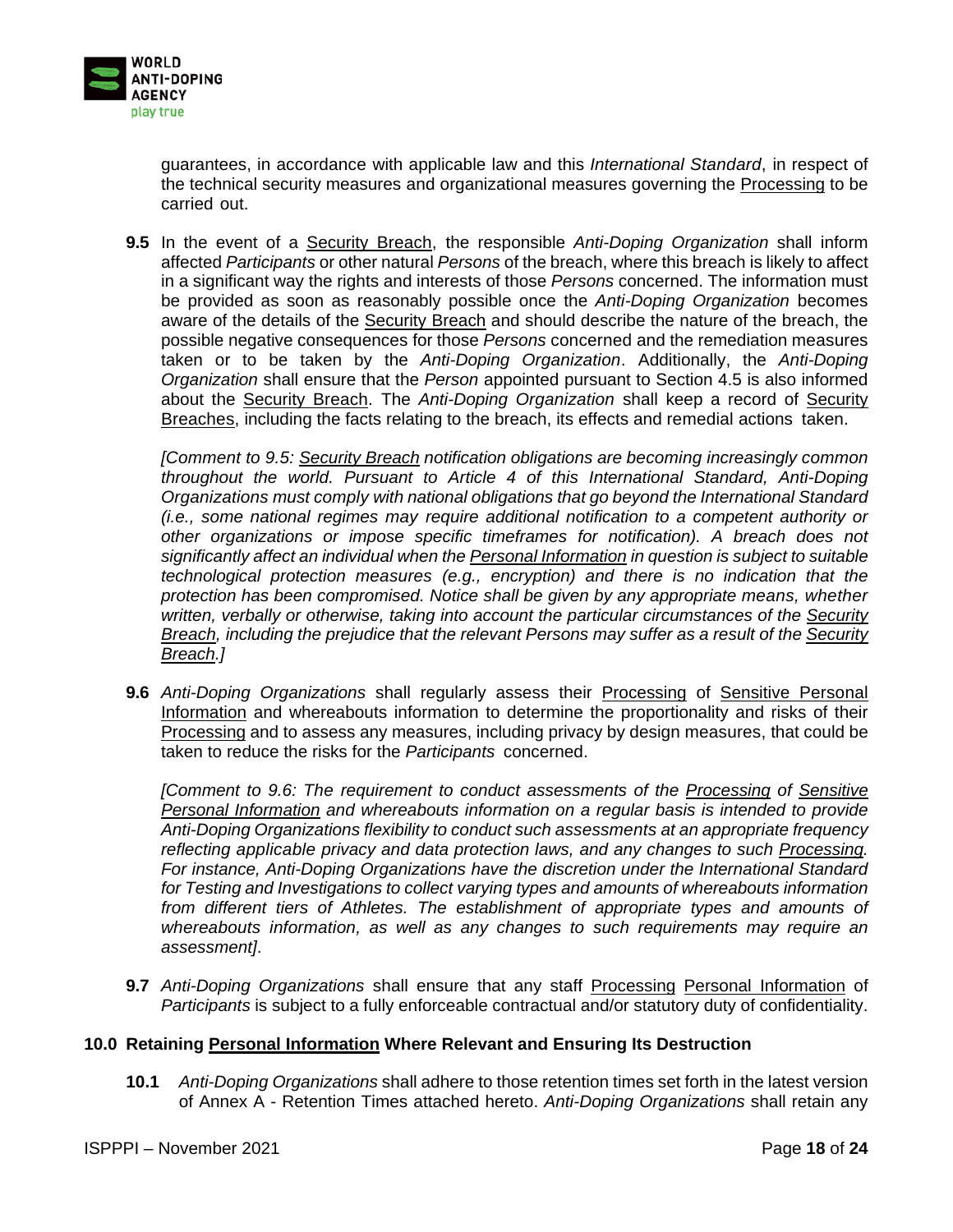guarantees, in accordance with applicable law and this *International Standard*, in respect of the technical security measures and organizational measures governing the Processing to be carried out.

**9.5** In the event of a Security Breach, the responsible *Anti-Doping Organization* shall inform affected *Participants* or other natural *Persons* of the breach, where this breach is likely to affect in a significant way the rights and interests of those *Persons* concerned. The information must be provided as soon as reasonably possible once the *Anti-Doping Organization* becomes aware of the details of the Security Breach and should describe the nature of the breach, the possible negative consequences for those *Persons* concerned and the remediation measures taken or to be taken by the *Anti-Doping Organization*. Additionally, the *Anti-Doping Organization* shall ensure that the *Person* appointed pursuant to Section 4.5 is also informed about the Security Breach. The *Anti-Doping Organization* shall keep a record of Security Breaches, including the facts relating to the breach, its effects and remedial actions taken.

*[Comment to 9.5: Security Breach notification obligations are becoming increasingly common throughout the world. Pursuant to Article 4 of this International Standard, Anti-Doping Organizations must comply with national obligations that go beyond the International Standard (i.e., some national regimes may require additional notification to a competent authority or other organizations or impose specific timeframes for notification). A breach does not significantly affect an individual when the Personal Information in question is subject to suitable technological protection measures (e.g., encryption) and there is no indication that the protection has been compromised. Notice shall be given by any appropriate means, whether written, verbally or otherwise, taking into account the particular circumstances of the Security Breach, including the prejudice that the relevant Persons may suffer as a result of the Security Breach.]*

**9.6** *Anti-Doping Organizations* shall regularly assess their Processing of Sensitive Personal Information and whereabouts information to determine the proportionality and risks of their Processing and to assess any measures, including privacy by design measures, that could be taken to reduce the risks for the *Participants* concerned.

*[Comment to 9.6: The requirement to conduct assessments of the Processing of Sensitive Personal Information and whereabouts information on a regular basis is intended to provide Anti-Doping Organizations flexibility to conduct such assessments at an appropriate frequency reflecting applicable privacy and data protection laws, and any changes to such Processing. For instance, Anti-Doping Organizations have the discretion under the International Standard for Testing and Investigations to collect varying types and amounts of whereabouts information from different tiers of Athletes. The establishment of appropriate types and amounts of whereabouts information, as well as any changes to such requirements may require an assessment]*.

**9.7** *Anti-Doping Organizations* shall ensure that any staff Processing Personal Information of *Participants* is subject to a fully enforceable contractual and/or statutory duty of confidentiality.

## 10.0 Retaining Personal Information Where Relevant and Ensuring Its Destruction

**10.1** *Anti-Doping Organizations* shall adhere to those retention times set forth in the latest version of Annex A - Retention Times attached hereto. *Anti-Doping Organizations* shall retain any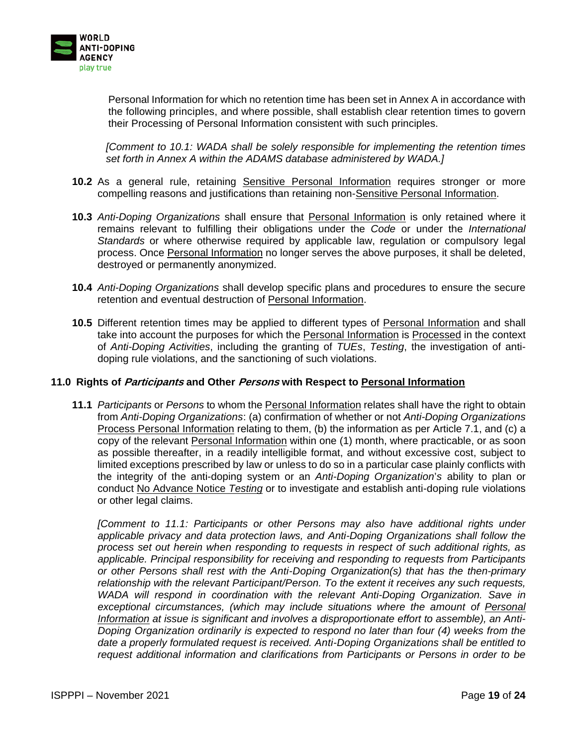Personal Information for which no retention time has been set in Annex A in accordance with the following principles, and where possible, shall establish clear retention times to govern their Processing of Personal Information consistent with such principles.

*[Comment to 10.1: WADA shall be solely responsible for implementing the retention times set forth in Annex A within the ADAMS database administered by WADA.]*

**10.2** As a general rule, retaining Sensitive Personal Information requires stronger or more compelling reasons and justifications than retaining non-Sensitive Personal Information.

**10.3** *Anti-Doping Organizations* shall ensure that Personal Information is only retained where it remains relevant to fulfilling their obligations under the *Code* or under the *International Standards* or where otherwise required by applicable law, regulation or compulsory legal process. Once Personal Information no longer serves the above purposes, it shall be deleted, destroyed or permanently anonymized.

**10.4** *Anti-Doping Organizations* shall develop specific plans and procedures to ensure the secure retention and eventual destruction of Personal Information.

**10.5** Different retention times may be applied to different types of Personal Information and shall take into account the purposes for which the Personal Information is Processed in the context of *Anti-Doping Activities*, including the granting of *TUEs*, *Testing*, the investigation of anti-doping rule violations, and the sanctioning of such violations.

## 11.0 Rights of *Participants* and Other *Persons* with Respect to Personal Information

**11.1** *Participants* or *Persons* to whom the Personal Information relates shall have the right to obtain from *Anti-Doping Organizations*: (a) confirmation of whether or not *Anti-Doping Organizations* Process Personal Information relating to them, (b) the information as per Article 7.1, and (c) a copy of the relevant Personal Information within one (1) month, where practicable, or as soon as possible thereafter, in a readily intelligible format, and without excessive cost, subject to limited exceptions prescribed by law or unless to do so in a particular case plainly conflicts with the integrity of the anti-doping system or an *Anti-Doping Organization*'s ability to plan or conduct No Advance Notice *Testing* or to investigate and establish anti-doping rule violations or other legal claims.

*[Comment to 11.1: Participants or other Persons may also have additional rights under applicable privacy and data protection laws, and Anti-Doping Organizations shall follow the process set out herein when responding to requests in respect of such additional rights, as applicable. Principal responsibility for receiving and responding to requests from Participants or other Persons shall rest with the Anti-Doping Organization(s) that has the then-primary relationship with the relevant Participant/Person. To the extent it receives any such requests, WADA will respond in coordination with the relevant Anti-Doping Organization. Save in exceptional circumstances, (which may include situations where the amount of Personal Information at issue is significant and involves a disproportionate effort to assemble), an Anti-Doping Organization ordinarily is expected to respond no later than four (4) weeks from the date a properly formulated request is received. Anti-Doping Organizations shall be entitled to request additional information and clarifications from Participants or Persons in order to be*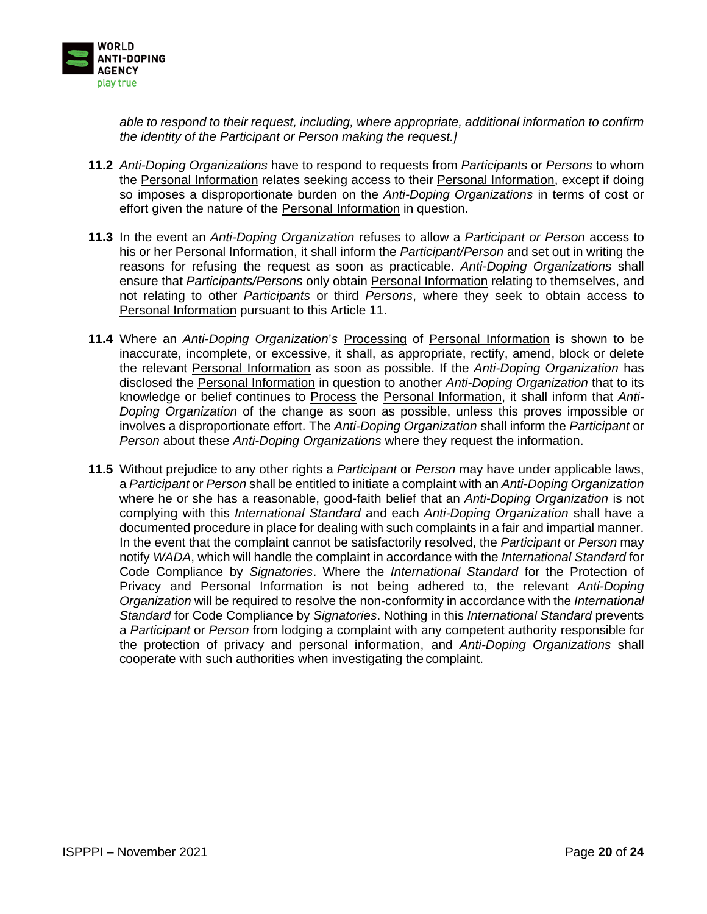*able to respond to their request, including, where appropriate, additional information to confirm the identity of the Participant or Person making the request.]*

**11.2** *Anti-Doping Organizations* have to respond to requests from *Participants* or *Persons* to whom the Personal Information relates seeking access to their Personal Information, except if doing so imposes a disproportionate burden on the *Anti-Doping Organizations* in terms of cost or effort given the nature of the Personal Information in question.

**11.3** In the event an *Anti-Doping Organization* refuses to allow a *Participant or Person* access to his or her Personal Information, it shall inform the *Participant/Person* and set out in writing the reasons for refusing the request as soon as practicable. *Anti-Doping Organizations* shall ensure that *Participants/Persons* only obtain Personal Information relating to themselves, and not relating to other *Participants* or third *Persons*, where they seek to obtain access to Personal Information pursuant to this Article 11.

**11.4** Where an *Anti-Doping Organization's* Processing of Personal Information is shown to be inaccurate, incomplete, or excessive, it shall, as appropriate, rectify, amend, block or delete the relevant Personal Information as soon as possible. If the *Anti-Doping Organization* has disclosed the Personal Information in question to another *Anti-Doping Organization* that to its knowledge or belief continues to Process the Personal Information, it shall inform that *Anti-Doping Organization* of the change as soon as possible, unless this proves impossible or involves a disproportionate effort. The *Anti-Doping Organization* shall inform the *Participant* or *Person* about these *Anti-Doping Organizations* where they request the information.

**11.5** Without prejudice to any other rights a *Participant* or *Person* may have under applicable laws, a *Participant* or *Person* shall be entitled to initiate a complaint with an *Anti-Doping Organization* where he or she has a reasonable, good-faith belief that an *Anti-Doping Organization* is not complying with this *International Standard* and each *Anti-Doping Organization* shall have a documented procedure in place for dealing with such complaints in a fair and impartial manner. In the event that the complaint cannot be satisfactorily resolved, the *Participant* or *Person* may notify *WADA*, which will handle the complaint in accordance with the *International Standard* for Code Compliance by *Signatories*. Where the *International Standard* for the Protection of Privacy and Personal Information is not being adhered to, the relevant *Anti-Doping Organization* will be required to resolve the non-conformity in accordance with the *International Standard* for Code Compliance by *Signatories*. Nothing in this *International Standard* prevents a *Participant* or *Person* from lodging a complaint with any competent authority responsible for the protection of privacy and personal information, and *Anti-Doping Organizations* shall cooperate with such authorities when investigating the complaint.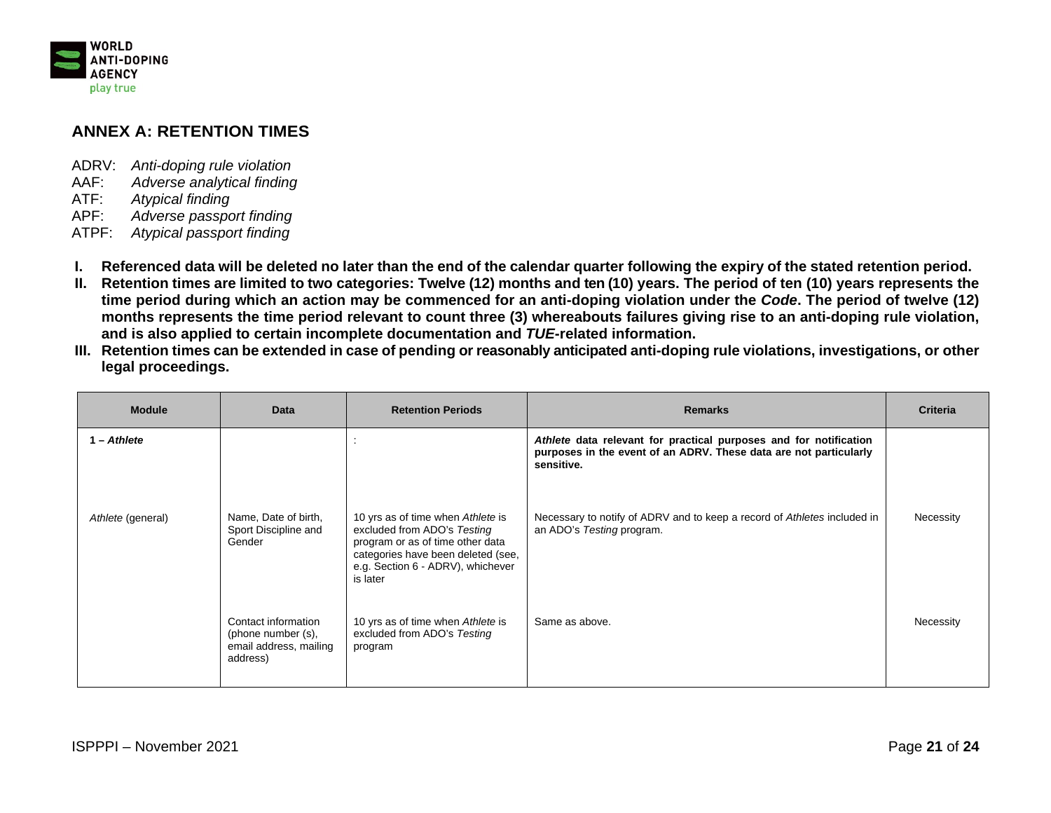## ANNEX A: RETENTION TIMES

ADRV: *Anti-doping rule violation*
AAF: *Adverse analytical finding*
ATF: *Atypical finding*
APF: *Adverse passport finding*
ATPF: *Atypical passport finding*

**I. Referenced data will be deleted no later than the end of the calendar quarter following the expiry of the stated retention period.**

**II. Retention times are limited to two categories: Twelve (12) months and ten (10) years. The period of ten (10) years represents the time period during which an action may be commenced for an anti-doping violation under the *Code*. The period of twelve (12) months represents the time period relevant to count three (3) whereabouts failures giving rise to an anti-doping rule violation, and is also applied to certain incomplete documentation and *TUE*-related information.**

**III. Retention times can be extended in case of pending or reasonably anticipated anti-doping rule violations, investigations, or other legal proceedings.**

| Module | Data | Retention Periods | Remarks | Criteria |
|---|---|---|---|---|
| **1 – *Athlete*** | | : | ***Athlete* data relevant for practical purposes and for notification purposes in the event of an ADRV. These data are not particularly sensitive.** | |
| *Athlete* (general) | Name, Date of birth, Sport Discipline and Gender | 10 yrs as of time when *Athlete* is excluded from ADO's *Testing* program or as of time other data categories have been deleted (see, e.g. Section 6 - ADRV), whichever is later | Necessary to notify of ADRV and to keep a record of *Athletes* included in an ADO's *Testing* program. | Necessity |
| | Contact information (phone number (s), email address, mailing address) | 10 yrs as of time when *Athlete* is excluded from ADO's *Testing* program | Same as above. | Necessity |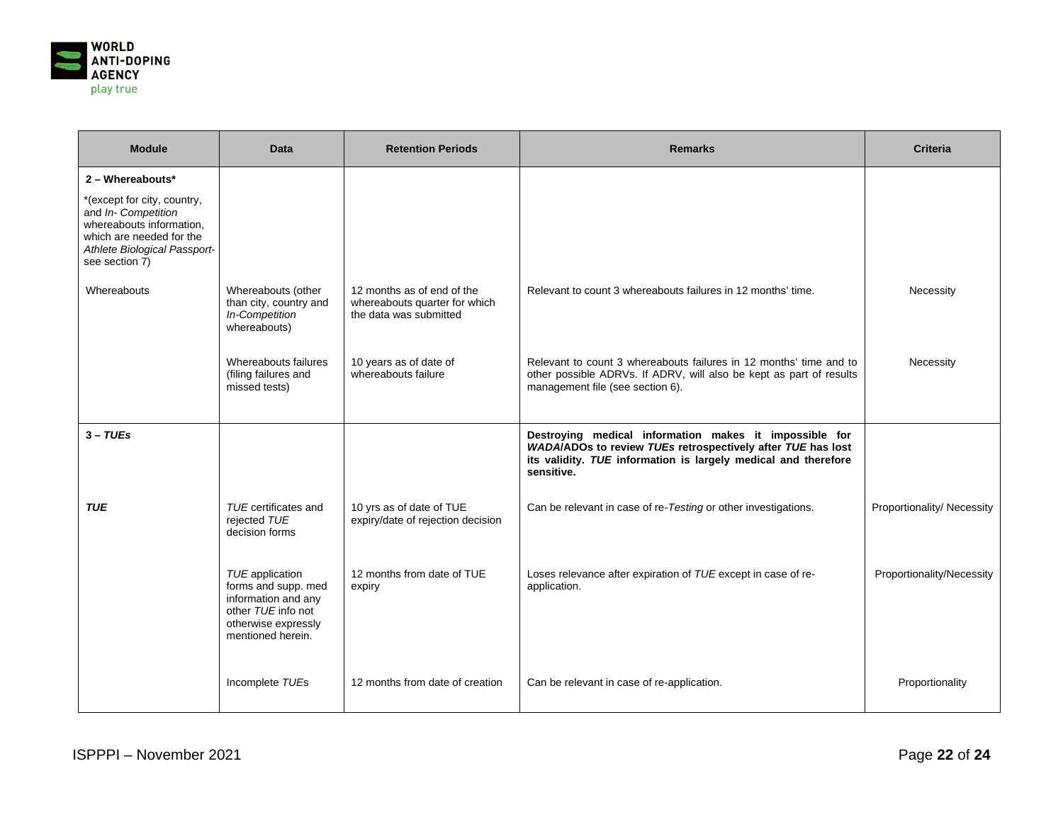| Module | Data | Retention Periods | Remarks | Criteria |
|---|---|---|---|---|
| **2 – Whereabouts*** *(except for city, country, and *In- Competition* whereabouts information, which are needed for the *Athlete Biological Passport*- see section 7) | | | | |
| Whereabouts | Whereabouts (other than city, country and *In-Competition* whereabouts) | 12 months as of end of the whereabouts quarter for which the data was submitted | Relevant to count 3 whereabouts failures in 12 months' time. | Necessity |
| | Whereabouts failures (filing failures and missed tests) | 10 years as of date of whereabouts failure | Relevant to count 3 whereabouts failures in 12 months' time and to other possible ADRVs. If ADRV, will also be kept as part of results management file (see section 6). | Necessity |
| **3 – *TUEs*** | | | **Destroying medical information makes it impossible for *WADA*/ADOs to review *TUEs* retrospectively after *TUE* has lost its validity. *TUE* information is largely medical and therefore sensitive.** | |
| ***TUE*** | *TUE* certificates and rejected *TUE* decision forms | 10 yrs as of date of TUE expiry/date of rejection decision | Can be relevant in case of re-*Testing* or other investigations. | Proportionality/ Necessity |
| | *TUE* application forms and supp. med information and any other *TUE* info not otherwise expressly mentioned herein. | 12 months from date of TUE expiry | Loses relevance after expiration of *TUE* except in case of re-application. | Proportionality/Necessity |
| | Incomplete *TUE*s | 12 months from date of creation | Can be relevant in case of re-application. | Proportionality |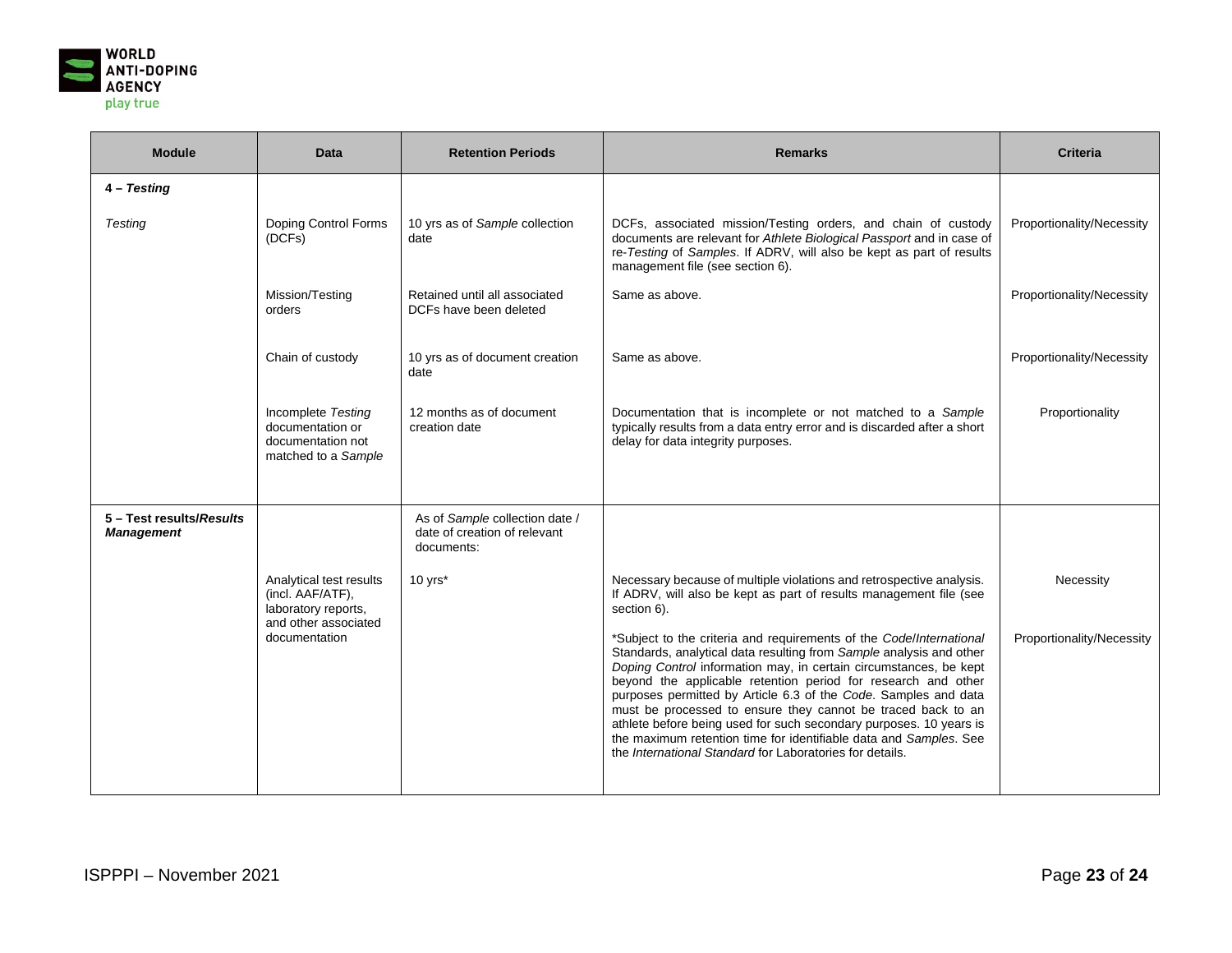| Module | Data | Retention Periods | Remarks | Criteria |
|---|---|---|---|---|
| **4 – *Testing*** | | | | |
| *Testing* | Doping Control Forms (DCFs) | 10 yrs as of *Sample* collection date | DCFs, associated mission/Testing orders, and chain of custody documents are relevant for *Athlete Biological Passport* and in case of re-*Testing* of *Samples*. If ADRV, will also be kept as part of results management file (see section 6). | Proportionality/Necessity |
| | Mission/Testing orders | Retained until all associated DCFs have been deleted | Same as above. | Proportionality/Necessity |
| | Chain of custody | 10 yrs as of document creation date | Same as above. | Proportionality/Necessity |
| | Incomplete *Testing* documentation or documentation not matched to a *Sample* | 12 months as of document creation date | Documentation that is incomplete or not matched to a *Sample* typically results from a data entry error and is discarded after a short delay for data integrity purposes. | Proportionality |
| **5 – Test results/*Results Management*** | | As of *Sample* collection date / date of creation of relevant documents: | | |
| | Analytical test results (incl. AAF/ATF), laboratory reports, and other associated documentation | 10 yrs* | Necessary because of multiple violations and retrospective analysis. If ADRV, will also be kept as part of results management file (see section 6). | Necessity |
| | | | *Subject to the criteria and requirements of the *Code*/*International* Standards, analytical data resulting from *Sample* analysis and other *Doping Control* information may, in certain circumstances, be kept beyond the applicable retention period for research and other purposes permitted by Article 6.3 of the *Code*. Samples and data must be processed to ensure they cannot be traced back to an athlete before being used for such secondary purposes. 10 years is the maximum retention time for identifiable data and *Samples*. See the *International Standard* for Laboratories for details. | Proportionality/Necessity |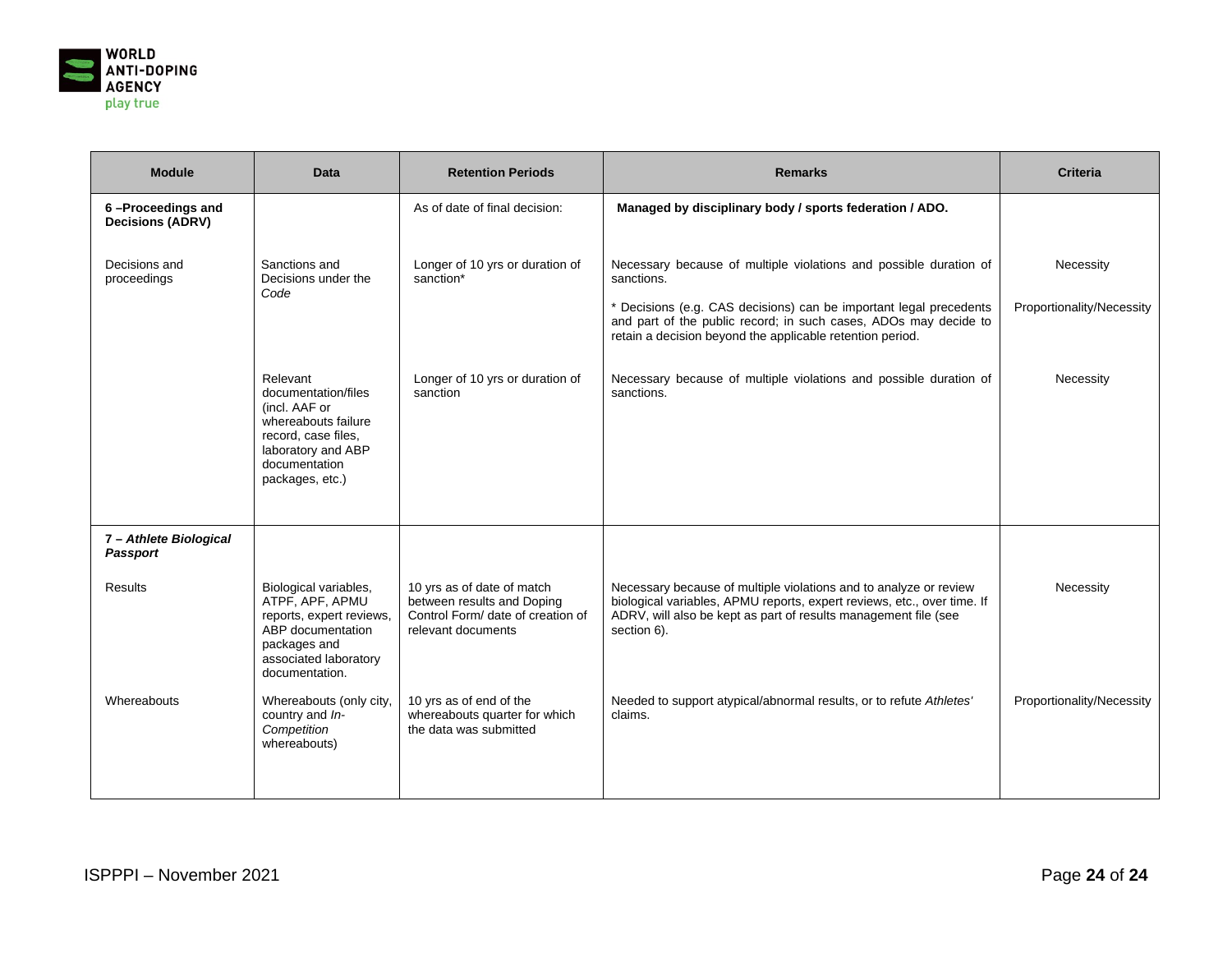| Module | Data | Retention Periods | Remarks | Criteria |
|---|---|---|---|---|
| **6 –Proceedings and Decisions (ADRV)** | | As of date of final decision: | **Managed by disciplinary body / sports federation / ADO.** | |
| Decisions and proceedings | Sanctions and Decisions under the *Code* | Longer of 10 yrs or duration of sanction* | Necessary because of multiple violations and possible duration of sanctions. | Necessity |
| | | | * Decisions (e.g. CAS decisions) can be important legal precedents and part of the public record; in such cases, ADOs may decide to retain a decision beyond the applicable retention period. | Proportionality/Necessity |
| | Relevant documentation/files (incl. AAF or whereabouts failure record, case files, laboratory and ABP documentation packages, etc.) | Longer of 10 yrs or duration of sanction | Necessary because of multiple violations and possible duration of sanctions. | Necessity |
| ***7 – Athlete Biological Passport*** | | | | |
| Results | Biological variables, ATPF, APF, APMU reports, expert reviews, ABP documentation packages and associated laboratory documentation. | 10 yrs as of date of match between results and Doping Control Form/ date of creation of relevant documents | Necessary because of multiple violations and to analyze or review biological variables, APMU reports, expert reviews, etc., over time. If ADRV, will also be kept as part of results management file (see section 6). | Necessity |
| Whereabouts | Whereabouts (only city, country and *In-Competition* whereabouts) | 10 yrs as of end of the whereabouts quarter for which the data was submitted | Needed to support atypical/abnormal results, or to refute *Athletes'* claims. | Proportionality/Necessity |